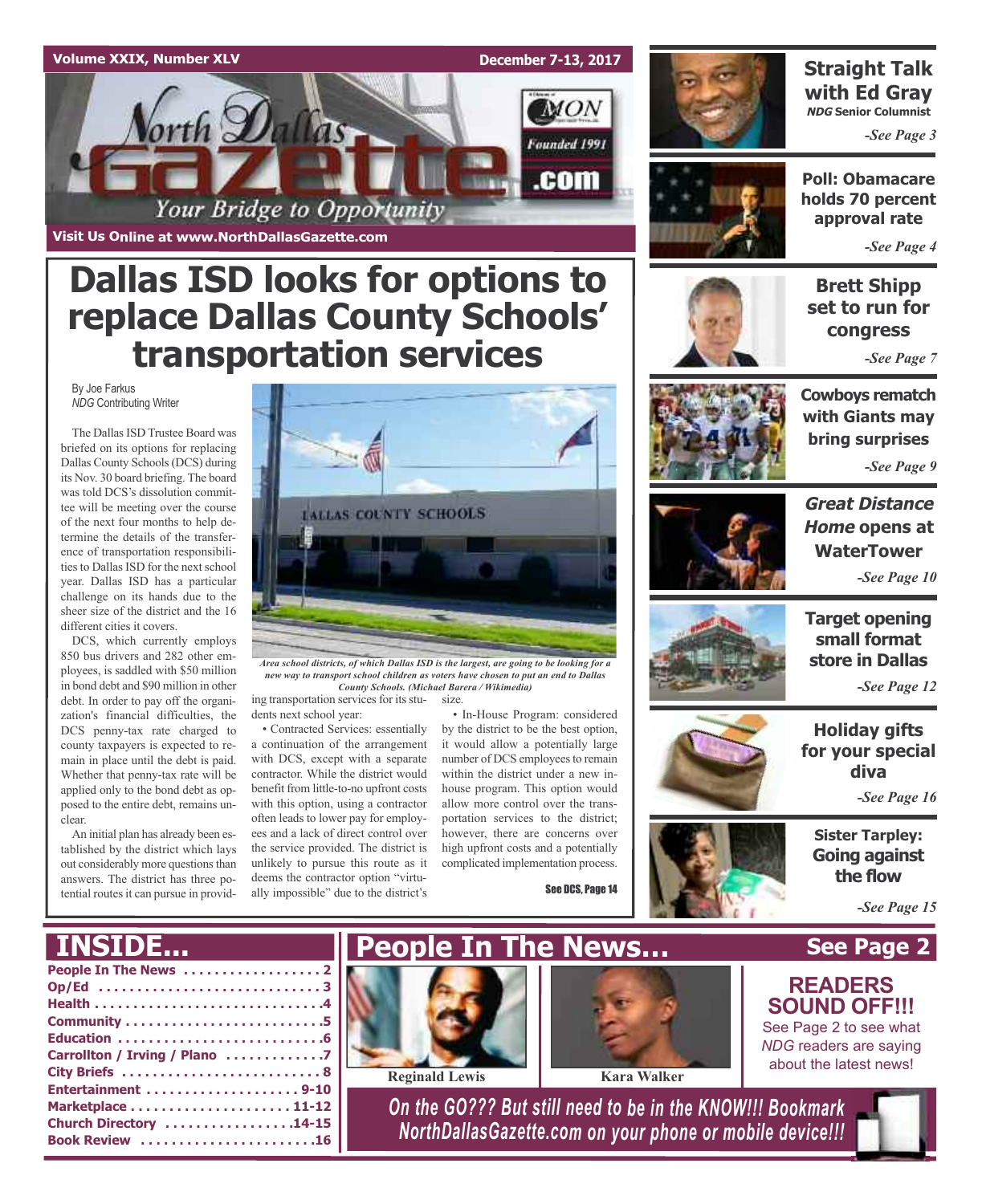Volume XXIX, Number XLV — December 7-13, 2017

# North Dallas Gazette

Your Bridge to Opportunity

Founded 1991

Visit Us Online at www.NorthDallasGazette.com

# Dallas ISD looks for options to replace Dallas County Schools' transportation services

By Joe Farkus
*NDG* Contributing Writer

The Dallas ISD Trustee Board was briefed on its options for replacing Dallas County Schools (DCS) during its Nov. 30 board briefing. The board was told DCS's dissolution committee will be meeting over the course of the next four months to help determine the details of the transference of transportation responsibilities to Dallas ISD for the next school year. Dallas ISD has a particular challenge on its hands due to the sheer size of the district and the 16 different cities it covers.

DCS, which currently employs 850 bus drivers and 282 other employees, is saddled with $50 million in bond debt and $90 million in other debt. In order to pay off the organization's financial difficulties, the DCS penny-tax rate charged to county taxpayers is expected to remain in place until the debt is paid. Whether that penny-tax rate will be applied only to the bond debt as opposed to the entire debt, remains unclear.

An initial plan has already been established by the district which lays out considerably more questions than answers. The district has three potential routes it can pursue in providing transportation services for its students next school year:

*Area school districts, of which Dallas ISD is the largest, are going to be looking for a new way to transport school children as voters have chosen to put an end to Dallas County Schools. (Michael Barera / Wikimedia)*

• Contracted Services: essentially a continuation of the arrangement with DCS, except with a separate contractor. While the district would benefit from little-to-no upfront costs with this option, using a contractor often leads to lower pay for employees and a lack of direct control over the service provided. The district is unlikely to pursue this route as it deems the contractor option "virtually impossible" due to the district's size.

• In-House Program: considered by the district to be the best option, it would allow a potentially large number of DCS employees to remain within the district under a new in-house program. This option would allow more control over the transportation services to the district; however, there are concerns over high upfront costs and a potentially complicated implementation process.

See DCS, Page 14

**Straight Talk with Ed Gray**
*NDG* Senior Columnist
*-See Page 3*

**Poll: Obamacare holds 70 percent approval rate**
*-See Page 4*

**Brett Shipp set to run for congress**
*-See Page 7*

**Cowboys rematch with Giants may bring surprises**
*-See Page 9*

***Great Distance Home* opens at WaterTower**
*-See Page 10*

**Target opening small format store in Dallas**
*-See Page 12*

**Holiday gifts for your special diva**
*-See Page 16*

**Sister Tarpley: Going against the flow**
*-See Page 15*

## INSIDE...

- People In The News .................. 2
- Op/Ed .................. 3
- Health .................. 4
- Community .................. 5
- Education .................. 6
- Carrollton / Irving / Plano .................. 7
- City Briefs .................. 8
- Entertainment .................. 9-10
- Marketplace .................. 11-12
- Church Directory .................. 14-15
- Book Review .................. 16

## People In The News... See Page 2

Reginald Lewis

Kara Walker

**READERS SOUND OFF!!!**
See Page 2 to see what *NDG* readers are saying about the latest news!

*On the GO??? But still need to be in the KNOW!!! Bookmark NorthDallasGazette.com on your phone or mobile device!!!*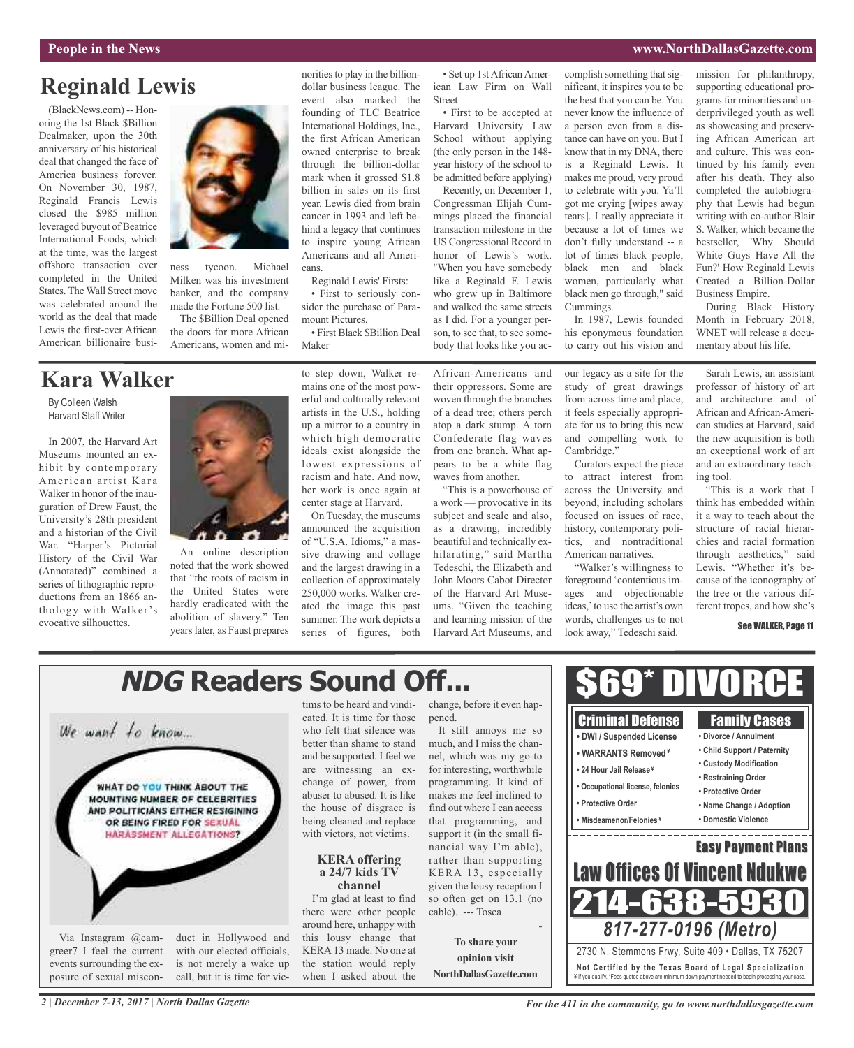## Reginald Lewis

(BlackNews.com) -- Honoring the 1st Black $Billion Dealmaker, upon the 30th anniversary of his historical deal that changed the face of America business forever. On November 30, 1987, Reginald Francis Lewis closed the $985 million leveraged buyout of Beatrice International Foods, which at the time, was the largest offshore transaction ever completed in the United States. The Wall Street move was celebrated around the world as the deal that made Lewis the first-ever African American billionaire business tycoon. Michael Milken was his investment banker, and the company made the Fortune 500 list.

The $Billion Deal opened the doors for more African Americans, women and minorities to play in the billion-dollar business league. The event also marked the founding of TLC Beatrice International Holdings, Inc., the first African American owned enterprise to break through the billion-dollar mark when it grossed $1.8 billion in sales on its first year. Lewis died from brain cancer in 1993 and left behind a legacy that continues to inspire young African Americans and all Americans.

Reginald Lewis' Firsts:

- First to seriously consider the purchase of Paramount Pictures.
- First Black $Billion Deal Maker
- Set up 1st African American Law Firm on Wall Street
- First to be accepted at Harvard University Law School without applying (the only person in the 148-year history of the school to be admitted before applying)

Recently, on December 1, Congressman Elijah Cummings placed the financial transaction milestone in the US Congressional Record in honor of Lewis's work. "When you have somebody like a Reginald F. Lewis who grew up in Baltimore and walked the same streets as I did. For a younger person, to see that, to see somebody that looks like you accomplish something that significant, it inspires you to be the best that you can be. You never know the influence of a person even from a distance can have on you. But I know that in my DNA, there is a Reginald Lewis. It makes me proud, very proud to celebrate with you. Ya'll got me crying [wipes away tears]. I really appreciate it because a lot of times we don't fully understand -- a lot of times black people, black men and black women, particularly what black men go through," said Cummings.

In 1987, Lewis founded his eponymous foundation to carry out his vision and mission for philanthropy, supporting educational programs for minorities and underprivileged youth as well as showcasing and preserving African American art and culture. This was continued by his family even after his death. They also completed the autobiography that Lewis had begun writing with co-author Blair S. Walker, which became the bestseller, 'Why Should White Guys Have All the Fun?' How Reginald Lewis Created a Billion-Dollar Business Empire.

During Black History Month in February 2018, WNET will release a documentary about his life.

## Kara Walker

By Colleen Walsh
Harvard Staff Writer

In 2007, the Harvard Art Museums mounted an exhibit by contemporary American artist Kara Walker in honor of the inauguration of Drew Faust, the University's 28th president and a historian of the Civil War. "Harper's Pictorial History of the Civil War (Annotated)" combined a series of lithographic reproductions from an 1866 anthology with Walker's evocative silhouettes.

An online description noted that the work showed that "the roots of racism in the United States were hardly eradicated with the abolition of slavery." Ten years later, as Faust prepares to step down, Walker remains one of the most powerful and culturally relevant artists in the U.S., holding up a mirror to a country in which high democratic ideals exist alongside the lowest expressions of racism and hate. And now, her work is once again at center stage at Harvard.

On Tuesday, the museums announced the acquisition of "U.S.A. Idioms," a massive drawing and collage and the largest drawing in a collection of approximately 250,000 works. Walker created the image this past summer. The work depicts a series of figures, both African-Americans and their oppressors. Some are woven through the branches of a dead tree; others perch atop a dark stump. A torn Confederate flag waves from one branch. What appears to be a white flag waves from another.

"This is a powerhouse of a work — provocative in its subject and scale and also, as a drawing, incredibly beautiful and technically exhilarating," said Martha Tedeschi, the Elizabeth and John Moors Cabot Director of the Harvard Art Museums. "Given the teaching and learning mission of the Harvard Art Museums, and our legacy as a site for the study of great drawings from across time and place, it feels especially appropriate for us to bring this new and compelling work to Cambridge."

Curators expect the piece to attract interest from across the University and beyond, including scholars focused on issues of race, history, contemporary politics, and nontraditional American narratives.

"Walker's willingness to foreground 'contentious images and objectionable ideas,' to use the artist's own words, challenges us to not look away," Tedeschi said.

Sarah Lewis, an assistant professor of history of art and architecture and of African and African-American studies at Harvard, said the new acquisition is both an exceptional work of art and an extraordinary teaching tool.

"This is a work that I think has embedded within it a way to teach about the structure of racial hierarchies and racial formation through aesthetics," said Lewis. "Whether it's because of the iconography of the tree or the various different tropes, and how she's

See WALKER, Page 11

## *NDG* Readers Sound Off...

We want to know...

WHAT DO YOU THINK ABOUT THE MOUNTING NUMBER OF CELEBRITIES AND POLITICIANS EITHER RESIGNING OR BEING FIRED FOR SEXUAL HARASSMENT ALLEGATIONS?

Via Instagram @camgreer7 I feel the current events surrounding the exposure of sexual misconduct in Hollywood and with our elected officials, is not merely a wake up call, but it is time for victims to be heard and vindicated. It is time for those who felt that silence was better than shame to stand and be supported. I feel we are witnessing an exchange of power, from abuser to abused. It is like the house of disgrace is being cleaned and replace with victors, not victims.

### KERA offering a 24/7 kids TV channel

I'm glad at least to find there were other people around here, unhappy with this lousy change that KERA 13 made. No one at the station would reply when I asked about the change, before it even happened.

It still annoys me so much, and I miss the channel, which was my go-to for interesting, worthwhile programming. It kind of makes me feel inclined to find out where I can access that programming, and support it (in the small financial way I'm able), rather than supporting KERA 13, especially given the lousy reception I so often get on 13.1 (no cable). --- Tosca

**To share your opinion visit NorthDallasGazette.com**

## $69* DIVORCE

**Criminal Defense**
- DWI / Suspended License
- WARRANTS Removed¥
- 24 Hour Jail Release¥
- Occupational license, felonies
- Protective Order
- Misdeamenor/Felonies¥

**Family Cases**
- Divorce / Annulment
- Child Support / Paternity
- Custody Modification
- Restraining Order
- Protective Order
- Name Change / Adoption
- Domestic Violence

**Easy Payment Plans**

**Law Offices Of Vincent Ndukwe**

**214-638-5930**

*817-277-0196 (Metro)*

2730 N. Stemmons Frwy, Suite 409 • Dallas, TX 75207

**Not Certified by the Texas Board of Legal Specialization**
¥ If you qualify. *Fees quoted above are minimum down payment needed to begin processing your case.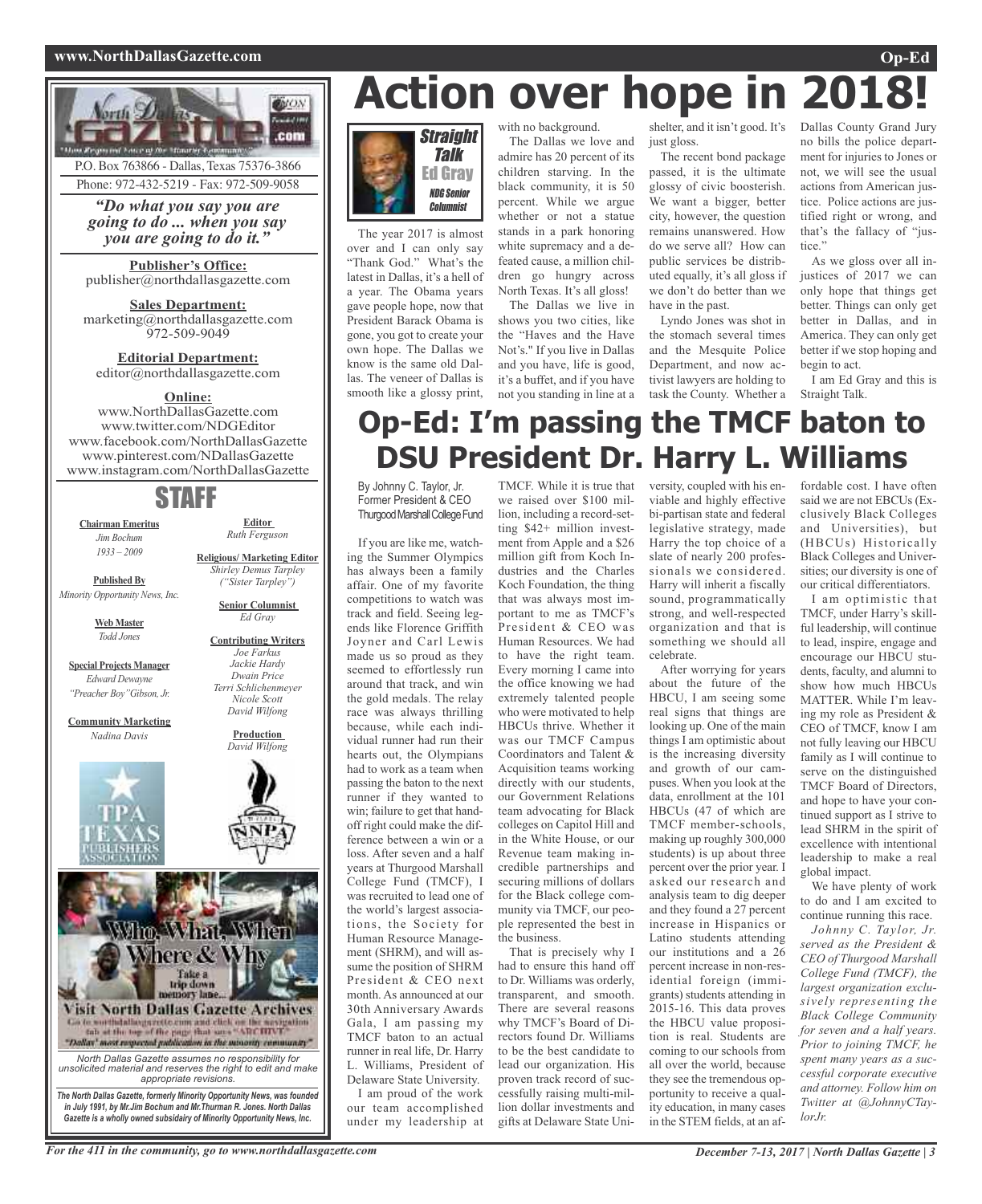North Dallas Gazette

"Most Respected Voice of the Minority Community"

P.O. Box 763866 - Dallas, Texas 75376-3866
Phone: 972-432-5219 - Fax: 972-509-9058

*"Do what you say you are going to do ... when you say you are going to do it."*

**Publisher's Office:**
publisher@northdallasgazette.com

**Sales Department:**
marketing@northdallasgazette.com
972-509-9049

**Editorial Department:**
editor@northdallasgazette.com

**Online:**
www.NorthDallasGazette.com
www.twitter.com/NDGEditor
www.facebook.com/NorthDallasGazette
www.pinterest.com/NDallasGazette
www.instagram.com/NorthDallasGazette

## STAFF

**Chairman Emeritus**
*Jim Bochum*
*1933 – 2009*

**Published By**
*Minority Opportunity News, Inc.*

**Web Master**
*Todd Jones*

**Special Projects Manager**
*Edward Dewayne "Preacher Boy" Gibson, Jr.*

**Community Marketing**
*Nadina Davis*

**Editor**
*Ruth Ferguson*

**Religious/ Marketing Editor**
*Shirley Demus Tarpley ("Sister Tarpley")*

**Senior Columnist**
*Ed Gray*

**Contributing Writers**
*Joe Farkus*
*Jackie Hardy*
*Dwain Price*
*Terri Schlichenmeyer*
*Nicole Scott*
*David Wilfong*

**Production**
*David Wilfong*

Who, What, When Where & Why
Take a trip down memory lane...
Visit North Dallas Gazette Archives
Go to northdallasgazette.com and click on the navigation tab at the top of the page that says "ARCHIVE"
"Dallas' most respected publication in the minority community"

*North Dallas Gazette assumes no responsibility for unsolicited material and reserves the right to edit and make appropriate revisions.*

***The North Dallas Gazette, formerly Minority Opportunity News, was founded in July 1991, by Mr.Jim Bochum and Mr.Thurman R. Jones. North Dallas Gazette is a wholly owned subsidairy of Minority Opportunity News, Inc.***

# Action over hope in 2018!

**Straight Talk**
**Ed Gray**
*NDG Senior Columnist*

The year 2017 is almost over and I can only say "Thank God." What's the latest in Dallas, it's a hell of a year. The Obama years gave people hope, now that President Barack Obama is gone, you got to create your own hope. The Dallas we know is the same old Dallas. The veneer of Dallas is smooth like a glossy print, with no background.

The Dallas we love and admire has 20 percent of its children starving. In the black community, it is 50 percent. While we argue whether or not a statue stands in a park honoring white supremacy and a defeated cause, a million children go hungry across North Texas. It's all gloss!

The Dallas we live in shows you two cities, like the "Haves and the Have Not's." If you live in Dallas and you have, life is good, it's a buffet, and if you have not you standing in line at a shelter, and it isn't good. It's just gloss.

The recent bond package passed, it is the ultimate glossy of civic boosterish. We want a bigger, better city, however, the question remains unanswered. How do we serve all? How can public services be distributed equally, it's all gloss if we don't do better than we have in the past.

Lyndo Jones was shot in the stomach several times and the Mesquite Police Department, and now activist lawyers are holding to task the County. Whether a Dallas County Grand Jury no bills the police department for injuries to Jones or not, we will see the usual actions from American justice. Police actions are justified right or wrong, and that's the fallacy of "justice."

As we gloss over all injustices of 2017 we can only hope that things get better. Things can only get better in Dallas, and in America. They can only get better if we stop hoping and begin to act.

I am Ed Gray and this is Straight Talk.

# Op-Ed: I'm passing the TMCF baton to DSU President Dr. Harry L. Williams

By Johnny C. Taylor, Jr.
Former President & CEO
Thurgood Marshall College Fund

If you are like me, watching the Summer Olympics has always been a family affair. One of my favorite competitions to watch was track and field. Seeing legends like Florence Griffith Joyner and Carl Lewis made us so proud as they seemed to effortlessly run around that track, and win the gold medals. The relay race was always thrilling because, while each individual runner had run their hearts out, the Olympians had to work as a team when passing the baton to the next runner if they wanted to win; failure to get that handoff right could make the difference between a win or a loss. After seven and a half years at Thurgood Marshall College Fund (TMCF), I was recruited to lead one of the world's largest associations, the Society for Human Resource Management (SHRM), and will assume the position of SHRM President & CEO next month. As announced at our 30th Anniversary Awards Gala, I am passing my TMCF baton to an actual runner in real life, Dr. Harry L. Williams, President of Delaware State University.

I am proud of the work our team accomplished under my leadership at TMCF. While it is true that we raised over $100 million, including a record-setting $42+ million investment from Apple and a $26 million gift from Koch Industries and the Charles Koch Foundation, the thing that was always most important to me as TMCF's President & CEO was Human Resources. We had to have the right team. Every morning I came into the office knowing we had extremely talented people who were motivated to help HBCUs thrive. Whether it was our TMCF Campus Coordinators and Talent & Acquisition teams working directly with our students, our Government Relations team advocating for Black colleges on Capitol Hill and in the White House, or our Revenue team making incredible partnerships and securing millions of dollars for the Black college community via TMCF, our people represented the best in the business.

That is precisely why I had to ensure this hand off to Dr. Williams was orderly, transparent, and smooth. There are several reasons why TMCF's Board of Directors found Dr. Williams to be the best candidate to lead our organization. His proven track record of successfully raising multi-million dollar investments and gifts at Delaware State University, coupled with his enviable and highly effective bi-partisan state and federal legislative strategy, made Harry the top choice of a slate of nearly 200 professionals we considered. Harry will inherit a fiscally sound, programmatically strong, and well-respected organization and that is something we should all celebrate.

After worrying for years about the future of the HBCU, I am seeing some real signs that things are looking up. One of the main things I am optimistic about is the increasing diversity and growth of our campuses. When you look at the data, enrollment at the 101 HBCUs (47 of which are TMCF member-schools, making up roughly 300,000 students) is up about three percent over the prior year. I asked our research and analysis team to dig deeper and they found a 27 percent increase in Hispanics or Latino students attending our institutions and a 26 percent increase in non-residential foreign (immigrants) students attending in 2015-16. This data proves the HBCU value proposition is real. Students are coming to our schools from all over the world, because they see the tremendous opportunity to receive a quality education, in many cases in the STEM fields, at an affordable cost. I have often said we are not EBCUs (Exclusively Black Colleges and Universities), but (HBCUs) Historically Black Colleges and Universities; our diversity is one of our critical differentiators.

I am optimistic that TMCF, under Harry's skillful leadership, will continue to lead, inspire, engage and encourage our HBCU students, faculty, and alumni to show how much HBCUs MATTER. While I'm leaving my role as President & CEO of TMCF, know I am not fully leaving our HBCU family as I will continue to serve on the distinguished TMCF Board of Directors, and hope to have your continued support as I strive to lead SHRM in the spirit of excellence with intentional leadership to make a real global impact.

We have plenty of work to do and I am excited to continue running this race.

*Johnny C. Taylor, Jr. served as the President & CEO of Thurgood Marshall College Fund (TMCF), the largest organization exclusively representing the Black College Community for seven and a half years. Prior to joining TMCF, he spent many years as a successful corporate executive and attorney. Follow him on Twitter at @JohnnyCTaylorJr.*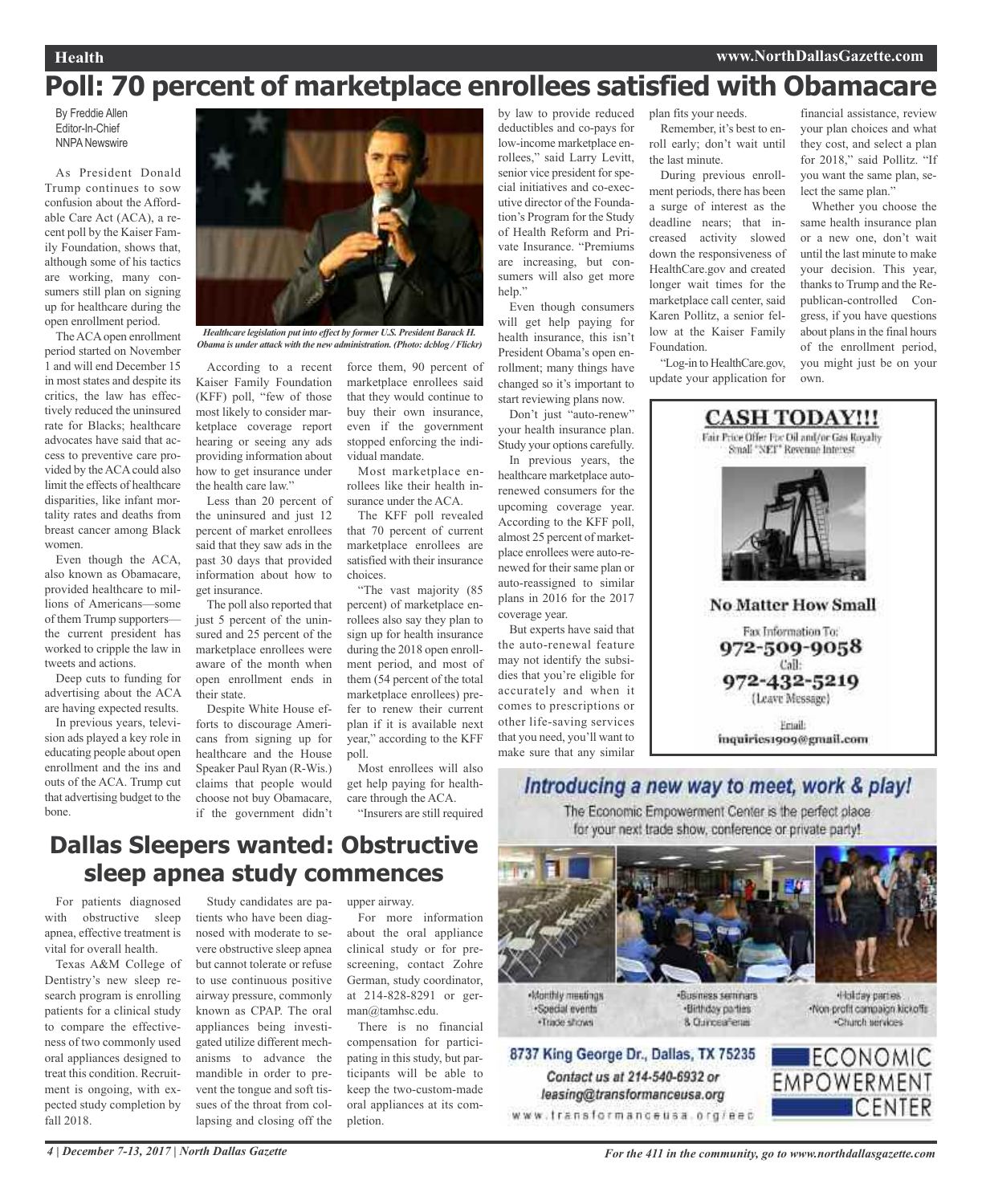# Poll: 70 percent of marketplace enrollees satisfied with Obamacare

By Freddie Allen
Editor-In-Chief
NNPA Newswire

As President Donald Trump continues to sow confusion about the Affordable Care Act (ACA), a recent poll by the Kaiser Family Foundation, shows that, although some of his tactics are working, many consumers still plan on signing up for healthcare during the open enrollment period.

The ACA open enrollment period started on November 1 and will end December 15 in most states and despite its critics, the law has effectively reduced the uninsured rate for Blacks; healthcare advocates have said that access to preventive care provided by the ACA could also limit the effects of healthcare disparities, like infant mortality rates and deaths from breast cancer among Black women.

Even though the ACA, also known as Obamacare, provided healthcare to millions of Americans—some of them Trump supporters—the current president has worked to cripple the law in tweets and actions.

Deep cuts to funding for advertising about the ACA are having expected results.

In previous years, television ads played a key role in educating people about open enrollment and the ins and outs of the ACA. Trump cut that advertising budget to the bone.

*Healthcare legislation put into effect by former U.S. President Barack H. Obama is under attack with the new administration. (Photo: dcblog / Flickr)*

According to a recent Kaiser Family Foundation (KFF) poll, "few of those most likely to consider marketplace coverage report hearing or seeing any ads providing information about how to get insurance under the health care law."

Less than 20 percent of the uninsured and just 12 percent of market enrollees said that they saw ads in the past 30 days that provided information about how to get insurance.

The poll also reported that just 5 percent of the uninsured and 25 percent of the marketplace enrollees were aware of the month when open enrollment ends in their state.

Despite White House efforts to discourage Americans from signing up for healthcare and the House Speaker Paul Ryan (R-Wis.) claims that people would choose not buy Obamacare, if the government didn't force them, 90 percent of marketplace enrollees said that they would continue to buy their own insurance, even if the government stopped enforcing the individual mandate.

Most marketplace enrollees like their health insurance under the ACA.

The KFF poll revealed that 70 percent of current marketplace enrollees are satisfied with their insurance choices.

"The vast majority (85 percent) of marketplace enrollees also say they plan to sign up for health insurance during the 2018 open enrollment period, and most of them (54 percent of the total marketplace enrollees) prefer to renew their current plan if it is available next year," according to the KFF poll.

Most enrollees will also get help paying for healthcare through the ACA.

"Insurers are still required by law to provide reduced deductibles and co-pays for low-income marketplace enrollees," said Larry Levitt, senior vice president for special initiatives and co-executive director of the Foundation's Program for the Study of Health Reform and Private Insurance. "Premiums are increasing, but consumers will also get more help."

Even though consumers will get help paying for health insurance, this isn't President Obama's open enrollment; many things have changed so it's important to start reviewing plans now.

Don't just "auto-renew" your health insurance plan. Study your options carefully.

In previous years, the healthcare marketplace auto-renewed consumers for the upcoming coverage year. According to the KFF poll, almost 25 percent of marketplace enrollees were auto-renewed for their same plan or auto-reassigned to similar plans in 2016 for the 2017 coverage year.

But experts have said that the auto-renewal feature may not identify the subsidies that you're eligible for accurately and when it comes to prescriptions or other life-saving services that you need, you'll want to make sure that any similar plan fits your needs.

Remember, it's best to enroll early; don't wait until the last minute.

During previous enrollment periods, there has been a surge of interest as the deadline nears; that increased activity slowed down the responsiveness of HealthCare.gov and created longer wait times for the marketplace call center, said Karen Pollitz, a senior fellow at the Kaiser Family Foundation.

"Log-in to HealthCare.gov, update your application for financial assistance, review your plan choices and what they cost, and select a plan for 2018," said Pollitz. "If you want the same plan, select the same plan."

Whether you choose the same health insurance plan or a new one, don't wait until the last minute to make your decision. This year, thanks to Trump and the Republican-controlled Congress, if you have questions about plans in the final hours of the enrollment period, you might just be on your own.

**CASH TODAY!!!**

Fair Price Offer For Oil and/or Gas Royalty
Small "NET" Revenue Interest

**No Matter How Small**

Fax Information To:
**972-509-9058**
Call:
**972-432-5219**
(Leave Message)

Email:
inquiries1909@gmail.com

# Dallas Sleepers wanted: Obstructive sleep apnea study commences

For patients diagnosed with obstructive sleep apnea, effective treatment is vital for overall health.

Texas A&M College of Dentistry's new sleep research program is enrolling patients for a clinical study to compare the effectiveness of two commonly used oral appliances designed to treat this condition. Recruitment is ongoing, with expected study completion by fall 2018.

Study candidates are patients who have been diagnosed with moderate to severe obstructive sleep apnea but cannot tolerate or refuse to use continuous positive airway pressure, commonly known as CPAP. The oral appliances being investigated utilize different mechanisms to advance the mandible in order to prevent the tongue and soft tissues of the throat from collapsing and closing off the upper airway.

For more information about the oral appliance clinical study or for prescreening, contact Zohre German, study coordinator, at 214-828-8291 or german@tamhsc.edu.

There is no financial compensation for participating in this study, but participants will be able to keep the two-custom-made oral appliances at its completion.

***Introducing a new way to meet, work & play!***

The Economic Empowerment Center is the perfect place for your next trade show, conference or private party!

- Monthly meetings
- Special events
- Trade shows
- Business seminars
- Birthday parties
- & Quinceañeras
- Holiday parties
- Non profit campaign kickoffs
- Church services

**8737 King George Dr., Dallas, TX 75235**

*Contact us at 214-540-6932 or leasing@transformanceusa.org*

www.transformanceusa.org/eec

ECONOMIC EMPOWERMENT CENTER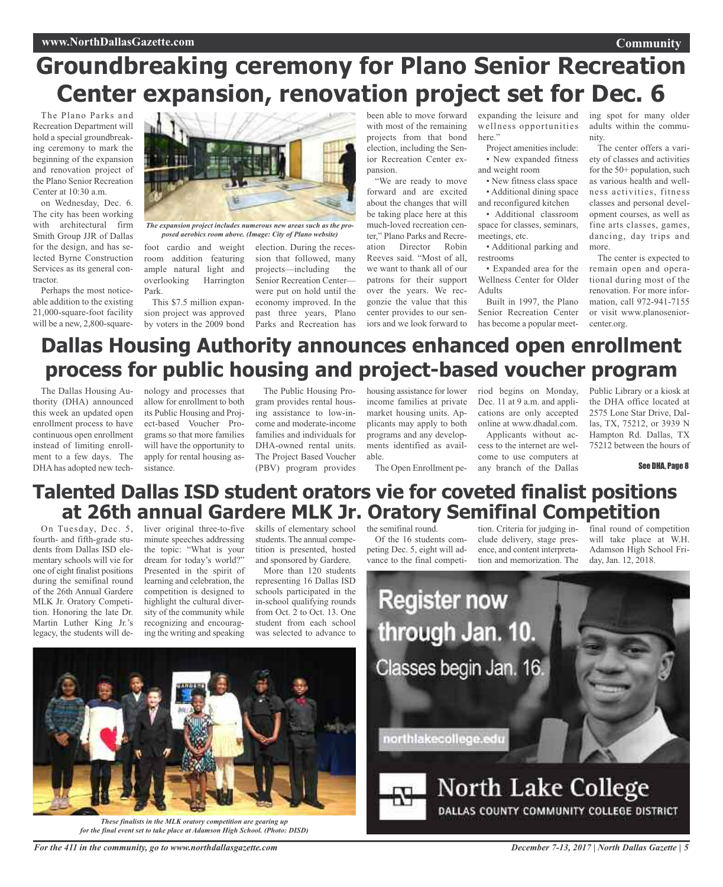# Groundbreaking ceremony for Plano Senior Recreation Center expansion, renovation project set for Dec. 6

The Plano Parks and Recreation Department will hold a special groundbreaking ceremony to mark the beginning of the expansion and renovation project of the Plano Senior Recreation Center at 10:30 a.m. on Wednesday, Dec. 6.

The city has been working with architectural firm Smith Group JJR of Dallas for the design, and has selected Byrne Construction Services as its general contractor.

Perhaps the most noticeable addition to the existing 21,000-square-foot facility will be a new, 2,800-square-foot cardio and weight room addition featuring ample natural light and overlooking Harrington Park.

*The expansion project includes numerous new areas such as the proposed aerobics room above. (Image: City of Plano website)*

This $7.5 million expansion project was approved by voters in the 2009 bond election. During the recession that followed, many projects—including the Senior Recreation Center—were put on hold until the economy improved. In the past three years, Plano Parks and Recreation has been able to move forward with most of the remaining projects from that bond election, including the Senior Recreation Center expansion.

"We are ready to move forward and are excited about the changes that will be taking place here at this much-loved recreation center," Plano Parks and Recreation Director Robin Reeves said. "Most of all, we want to thank all of our patrons for their support over the years. We recognize the value that this center provides to our seniors and we look forward to expanding the leisure and wellness opportunities here."

Project amenities include:

- New expanded fitness and weight room
- New fitness class space
- Additional dining space and reconfigured kitchen
- Additional classroom space for classes, seminars, meetings, etc.
- Additional parking and restrooms
- Expanded area for the Wellness Center for Older Adults

Built in 1997, the Plano Senior Recreation Center has become a popular meeting spot for many older adults within the community.

The center offers a variety of classes and activities for the 50+ population, such as various health and wellness activities, fitness classes and personal development courses, as well as fine arts classes, games, dancing, day trips and more.

The center is expected to remain open and operational during most of the renovation. For more information, call 972-941-7155 or visit www.planoseniorcenter.org.

# Dallas Housing Authority announces enhanced open enrollment process for public housing and project-based voucher program

The Dallas Housing Authority (DHA) announced this week an updated open enrollment process to have continuous open enrollment instead of limiting enrollment to a few days. The DHA has adopted new technology and processes that allow for enrollment to both its Public Housing and Project-based Voucher Programs so that more families will have the opportunity to apply for rental housing assistance.

The Public Housing Program provides rental housing assistance to low-income and moderate-income families and individuals for DHA-owned rental units. The Project Based Voucher (PBV) program provides housing assistance for lower income families at private market housing units. Applicants may apply to both programs and any developments identified as available.

The Open Enrollment period begins on Monday, Dec. 11 at 9 a.m. and applications are only accepted online at www.dhadal.com.

Applicants without access to the internet are welcome to use computers at any branch of the Dallas Public Library or a kiosk at the DHA office located at 2575 Lone Star Drive, Dallas, TX, 75212, or 3939 N Hampton Rd. Dallas, TX 75212 between the hours of

See DHA, Page 8

# Talented Dallas ISD student orators vie for coveted finalist positions at 26th annual Gardere MLK Jr. Oratory Semifinal Competition

On Tuesday, Dec. 5, fourth- and fifth-grade students from Dallas ISD elementary schools will vie for one of eight finalist positions during the semifinal round of the 26th Annual Gardere MLK Jr. Oratory Competition. Honoring the late Dr. Martin Luther King Jr.'s legacy, the students will deliver original three-to-five minute speeches addressing the topic: "What is your dream for today's world?" Presented in the spirit of learning and celebration, the competition is designed to highlight the cultural diversity of the community while recognizing and encouraging the writing and speaking skills of elementary school students. The annual competition is presented, hosted and sponsored by Gardere.

More than 120 students representing 16 Dallas ISD schools participated in the in-school qualifying rounds from Oct. 2 to Oct. 13. One student from each school was selected to advance to the semifinal round.

Of the 16 students competing Dec. 5, eight will advance to the final competition. Criteria for judging include delivery, stage presence, and content interpretation and memorization. The final round of competition will take place at W.H. Adamson High School Friday, Jan. 12, 2018.

*These finalists in the MLK oratory competition are gearing up for the final event set to take place at Adamson High School. (Photo: DISD)*

Register now through Jan. 10.

Classes begin Jan. 16.

northlakecollege.edu

North Lake College

DALLAS COUNTY COMMUNITY COLLEGE DISTRICT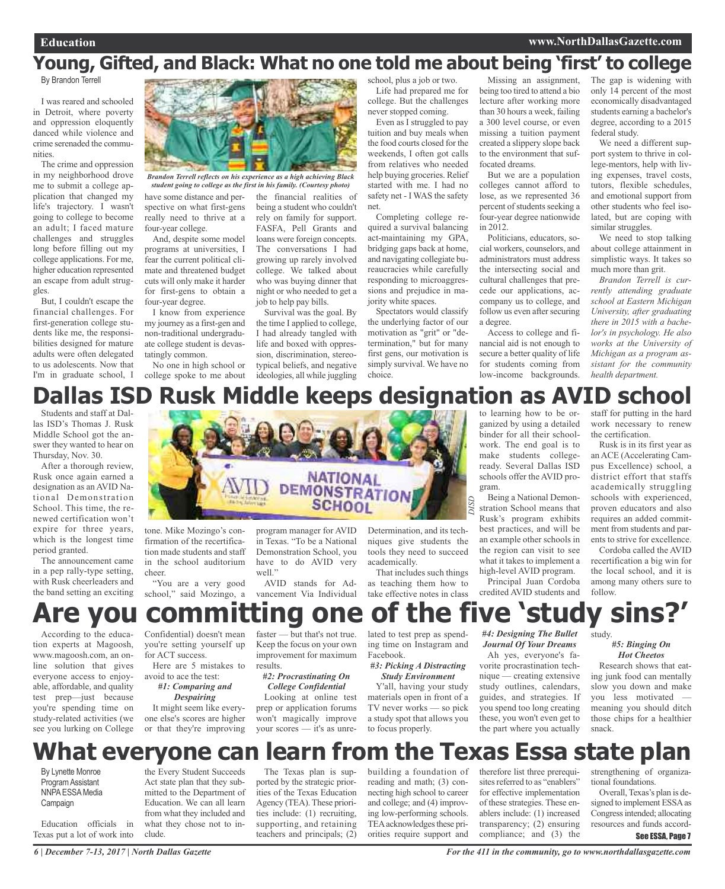# Young, Gifted, and Black: What no one told me about being 'first' to college

By Brandon Terrell

I was reared and schooled in Detroit, where poverty and oppression eloquently danced while violence and crime serenaded the communities.

The crime and oppression in my neighborhood drove me to submit a college application that changed my life's trajectory. I wasn't going to college to become an adult; I faced mature challenges and struggles long before filling out my college applications. For me, higher education represented an escape from adult struggles.

But, I couldn't escape the financial challenges. For first-generation college students like me, the responsibilities designed for mature adults were often delegated to us adolescents. Now that I'm in graduate school, I have some distance and perspective on what first-gens really need to thrive at a four-year college.

*Brandon Terrell reflects on his experience as a high achieving Black student going to college as the first in his family. (Courtesy photo)*

And, despite some model programs at universities, I fear the current political climate and threatened budget cuts will only make it harder for first-gens to obtain a four-year degree.

I know from experience my journey as a first-gen and non-traditional undergraduate college student is devastatingly common.

No one in high school or college spoke to me about the financial realities of being a student who couldn't rely on family for support. FASFA, Pell Grants and loans were foreign concepts. The conversations I had growing up rarely involved college. We talked about who was buying dinner that night or who needed to get a job to help pay bills.

Survival was the goal. By the time I applied to college, I had already tangled with life and boxed with oppression, discrimination, stereotypical beliefs, and negative ideologies, all while juggling school, plus a job or two.

Life had prepared me for college. But the challenges never stopped coming.

Even as I struggled to pay tuition and buy meals when the food courts closed for the weekends, I often got calls from relatives who needed help buying groceries. Relief started with me. I had no safety net - I WAS the safety net.

Completing college required a survival balancing act-maintaining my GPA, bridging gaps back at home, and navigating collegiate bureaucracies while carefully responding to microaggressions and prejudice in majority white spaces.

Spectators would classify the underlying factor of our motivation as "grit" or "determination," but for many first gens, our motivation is simply survival. We have no choice.

Missing an assignment, being too tired to attend a bio lecture after working more than 30 hours a week, failing a 300 level course, or even missing a tuition payment created a slippery slope back to the environment that suffocated dreams.

But we are a population colleges cannot afford to lose, as we represented 36 percent of students seeking a four-year degree nationwide in 2012.

Politicians, educators, social workers, counselors, and administrators must address the intersecting social and cultural challenges that precede our applications, accompany us to college, and follow us even after securing a degree.

Access to college and financial aid is not enough to secure a better quality of life for students coming from low-income backgrounds. The gap is widening with only 14 percent of the most economically disadvantaged students earning a bachelor's degree, according to a 2015 federal study.

We need a different support system to thrive in college-mentors, help with living expenses, travel costs, tutors, flexible schedules, and emotional support from other students who feel isolated, but are coping with similar struggles.

We need to stop talking about college attainment in simplistic ways. It takes so much more than grit.

*Brandon Terrell is currently attending graduate school at Eastern Michigan University, after graduating there in 2015 with a bachelor's in psychology. He also works at the University of Michigan as a program assistant for the community health department.*

# Dallas ISD Rusk Middle keeps designation as AVID school

Students and staff at Dallas ISD's Thomas J. Rusk Middle School got the answer they wanted to hear on Thursday, Nov. 30.

After a thorough review, Rusk once again earned a designation as an AVID National Demonstration School. This time, the renewed certification won't expire for three years, which is the longest time period granted.

The announcement came in a pep rally-type setting, with Rusk cheerleaders and the band setting an exciting tone. Mike Mozingo's confirmation of the recertification made students and staff in the school auditorium cheer.

"You are a very good school," said Mozingo, a program manager for AVID in Texas. "To be a National Demonstration School, you have to do AVID very well."

AVID stands for Advancement Via Individual Determination, and its techniques give students the tools they need to succeed academically.

That includes such things as teaching them how to take effective notes in class to learning how to be organized by using a detailed binder for all their schoolwork. The end goal is to make students college-ready. Several Dallas ISD schools offer the AVID program.

Being a National Demonstration School means that Rusk's program exhibits best practices, and will be an example other schools in the region can visit to see what it takes to implement a high-level AVID program.

Principal Juan Cordoba credited AVID students and staff for putting in the hard work necessary to renew the certification.

Rusk is in its first year as an ACE (Accelerating Campus Excellence) school, a district effort that staffs academically struggling schools with experienced, proven educators and also requires an added commitment from students and parents to strive for excellence.

Cordoba called the AVID recertification a big win for the local school, and it is among many others sure to follow.

# Are you committing one of the five 'study sins?'

According to the education experts at Magoosh, www.magoosh.com, an online solution that gives everyone access to enjoyable, affordable, and quality test prep—just because you're spending time on study-related activities (we see you lurking on College Confidential) doesn't mean you're setting yourself up for ACT success.

Here are 5 mistakes to avoid to ace the test:

***#1: Comparing and Despairing***

It might seem like everyone else's scores are higher or that they're improving faster — but that's not true. Keep the focus on your own improvement for maximum results.

***#2: Procrastinating On College Confidential***

Looking at online test prep or application forums won't magically improve your scores — it's as unrelated to test prep as spending time on Instagram and Facebook.

***#3: Picking A Distracting Study Environment***

Y'all, having your study materials open in front of a TV never works — so pick a study spot that allows you to focus properly.

***#4: Designing The Bullet Journal Of Your Dreams***

Ah yes, everyone's favorite procrastination technique — creating extensive study outlines, calendars, guides, and strategies. If you spend too long creating these, you won't even get to the part where you actually study.

***#5: Binging On Hot Cheetos***

Research shows that eating junk food can mentally slow you down and make you less motivated — meaning you should ditch those chips for a healthier snack.

# What everyone can learn from the Texas Essa state plan

By Lynette Monroe
Program Assistant
NNPA ESSA Media Campaign

Education officials in Texas put a lot of work into the Every Student Succeeds Act state plan that they submitted to the Department of Education. We can all learn from what they included and what they chose not to include.

The Texas plan is supported by the strategic priorities of the Texas Education Agency (TEA). These priorities include: (1) recruiting, supporting, and retaining teachers and principals; (2) building a foundation of reading and math; (3) connecting high school to career and college; and (4) improving low-performing schools. TEA acknowledges these priorities require support and therefore list three prerequisites referred to as "enablers" for effective implementation of these strategies. These enablers include: (1) increased transparency; (2) ensuring compliance; and (3) the strengthening of organizational foundations.

Overall, Texas's plan is designed to implement ESSA as Congress intended; allocating resources and funds accord-

**See ESSA, Page 7**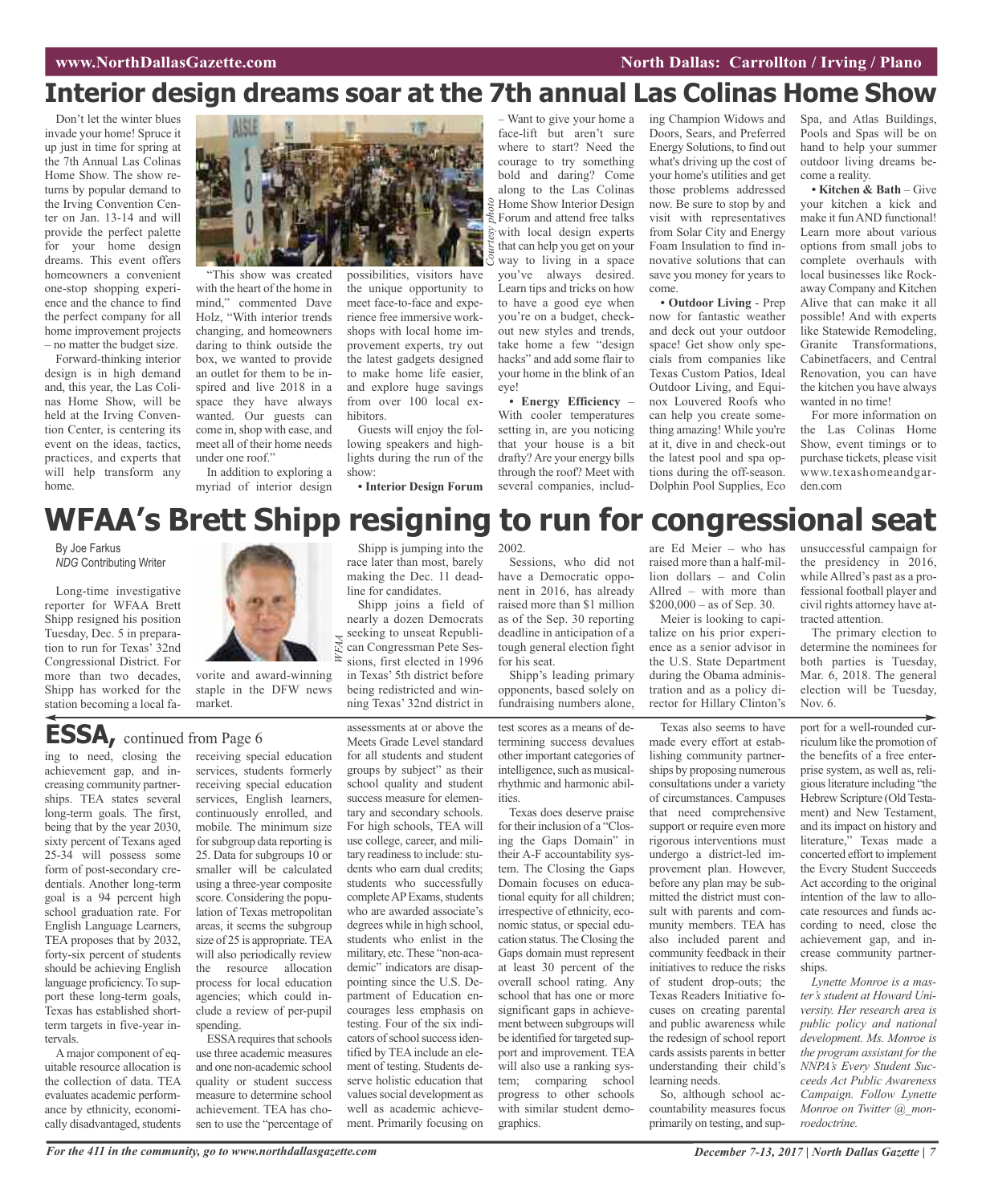# Interior design dreams soar at the 7th annual Las Colinas Home Show

Don't let the winter blues invade your home! Spruce it up just in time for spring at the 7th Annual Las Colinas Home Show. The show returns by popular demand to the Irving Convention Center on Jan. 13-14 and will provide the perfect palette for your home design dreams. This event offers homeowners a convenient one-stop shopping experience and the chance to find the perfect company for all home improvement projects – no matter the budget size.

Forward-thinking interior design is in high demand and, this year, the Las Colinas Home Show, will be held at the Irving Convention Center, is centering its event on the ideas, tactics, practices, and experts that will help transform any home.

*Courtesy photo*

"This show was created with the heart of the home in mind," commented Dave Holz, "With interior trends changing, and homeowners daring to think outside the box, we wanted to provide an outlet for them to be inspired and live 2018 in a space they have always wanted. Our guests can come in, shop with ease, and meet all of their home needs under one roof."

In addition to exploring a myriad of interior design possibilities, visitors have the unique opportunity to meet face-to-face and experience free immersive workshops with local home improvement experts, try out the latest gadgets designed to make home life easier, and explore huge savings from over 100 local exhibitors.

Guests will enjoy the following speakers and highlights during the run of the show:

**• Interior Design Forum** – Want to give your home a face-lift but aren't sure where to start? Need the courage to try something bold and daring? Come along to the Las Colinas Home Show Interior Design Forum and attend free talks with local design experts that can help you get on your way to living in a space you've always desired. Learn tips and tricks on how to have a good eye when you're on a budget, checkout new styles and trends, take home a few "design hacks" and add some flair to your home in the blink of an eye!

**• Energy Efficiency** – With cooler temperatures setting in, are you noticing that your house is a bit drafty? Are your energy bills through the roof? Meet with several companies, including Champion Widows and Doors, Sears, and Preferred Energy Solutions, to find out what's driving up the cost of your home's utilities and get those problems addressed now. Be sure to stop by and visit with representatives from Solar City and Energy Foam Insulation to find innovative solutions that can save you money for years to come.

**• Outdoor Living** - Prep now for fantastic weather and deck out your outdoor space! Get show only specials from companies like Texas Custom Patios, Ideal Outdoor Living, and Equinox Louvered Roofs who can help you create something amazing! While you're at it, dive in and check-out the latest pool and spa options during the off-season. Dolphin Pool Supplies, Eco Spa, and Atlas Buildings, Pools and Spas will be on hand to help your summer outdoor living dreams become a reality.

**• Kitchen & Bath** – Give your kitchen a kick and make it fun AND functional! Learn more about various options from small jobs to complete overhauls with local businesses like Rockaway Company and Kitchen Alive that can make it all possible! And with experts like Statewide Remodeling, Granite Transformations, Cabinetfacers, and Central Renovation, you can have the kitchen you have always wanted in no time!

For more information on the Las Colinas Home Show, event timings or to purchase tickets, please visit www.texashomeandgarden.com

# WFAA's Brett Shipp resigning to run for congressional seat

By Joe Farkus
*NDG* Contributing Writer

Long-time investigative reporter for WFAA Brett Shipp resigned his position Tuesday, Dec. 5 in preparation to run for Texas' 32nd Congressional District. For more than two decades, Shipp has worked for the station becoming a local favorite and award-winning staple in the DFW news market.

*WFAA*

Shipp is jumping into the race later than most, barely making the Dec. 11 deadline for candidates.

Shipp joins a field of nearly a dozen Democrats seeking to unseat Republican Congressman Pete Sessions, first elected in 1996 in Texas' 5th district before being redistricted and winning Texas' 32nd district in 2002.

Sessions, who did not have a Democratic opponent in 2016, has already raised more than $1 million as of the Sep. 30 reporting deadline in anticipation of a tough general election fight for his seat.

Shipp's leading primary opponents, based solely on fundraising numbers alone, are Ed Meier – who has raised more than a half-million dollars – and Colin Allred – with more than $200,000 – as of Sep. 30.

Meier is looking to capitalize on his prior experience as a senior advisor in the U.S. State Department during the Obama administration and as a policy director for Hillary Clinton's unsuccessful campaign for the presidency in 2016, while Allred's past as a professional football player and civil rights attorney have attracted attention.

The primary election to determine the nominees for both parties is Tuesday, Mar. 6, 2018. The general election will be Tuesday, Nov. 6.

## ESSA, continued from Page 6

ing to need, closing the achievement gap, and increasing community partnerships. TEA states several long-term goals. The first, being that by the year 2030, sixty percent of Texans aged 25-34 will possess some form of post-secondary credentials. Another long-term goal is a 94 percent high school graduation rate. For English Language Learners, TEA proposes that by 2032, forty-six percent of students should be achieving English language proficiency. To support these long-term goals, Texas has established short-term targets in five-year intervals.

A major component of equitable resource allocation is the collection of data. TEA evaluates academic performance by ethnicity, economically disadvantaged, students receiving special education services, students formerly receiving special education services, English learners, continuously enrolled, and mobile. The minimum size for subgroup data reporting is 25. Data for subgroups 10 or smaller will be calculated using a three-year composite score. Considering the population of Texas metropolitan areas, it seems the subgroup size of 25 is appropriate. TEA will also periodically review the resource allocation process for local education agencies; which could include a review of per-pupil spending.

ESSA requires that schools use three academic measures and one non-academic school quality or student success measure to determine school achievement. TEA has chosen to use the "percentage of assessments at or above the Meets Grade Level standard for all students and student groups by subject" as their school quality and student success measure for elementary and secondary schools. For high schools, TEA will use college, career, and military readiness to include: students who earn dual credits; students who successfully complete AP Exams, students who are awarded associate's degrees while in high school, students who enlist in the military, etc. These "non-academic" indicators are disappointing since the U.S. Department of Education encourages less emphasis on testing. Four of the six indicators of school success identified by TEA include an element of testing. Students deserve holistic education that values social development as well as academic achievement. Primarily focusing on test scores as a means of determining success devalues other important categories of intelligence, such as musical-rhythmic and harmonic abilities.

Texas does deserve praise for their inclusion of a "Closing the Gaps Domain" in their A-F accountability system. The Closing the Gaps Domain focuses on educational equity for all children; irrespective of ethnicity, economic status, or special education status. The Closing the Gaps domain must represent at least 30 percent of the overall school rating. Any school that has one or more significant gaps in achievement between subgroups will be identified for targeted support and improvement. TEA will also use a ranking system; comparing school progress to other schools with similar student demographics.

Texas also seems to have made every effort at establishing community partnerships by proposing numerous consultations under a variety of circumstances. Campuses that need comprehensive support or require even more rigorous interventions must undergo a district-led improvement plan. However, before any plan may be submitted the district must consult with parents and community members. TEA has also included parent and community feedback in their initiatives to reduce the risks of student drop-outs; the Texas Readers Initiative focuses on creating parental and public awareness while the redesign of school report cards assists parents in better understanding their child's learning needs.

So, although school accountability measures focus primarily on testing, and support for a well-rounded curriculum like the promotion of the benefits of a free enterprise system, as well as, religious literature including "the Hebrew Scripture (Old Testament) and New Testament, and its impact on history and literature," Texas made a concerted effort to implement the Every Student Succeeds Act according to the original intention of the law to allocate resources and funds according to need, close the achievement gap, and increase community partnerships.

*Lynette Monroe is a master's student at Howard University. Her research area is public policy and national development. Ms. Monroe is the program assistant for the NNPA's Every Student Succeeds Act Public Awareness Campaign. Follow Lynette Monroe on Twitter @_monroedoctrine.*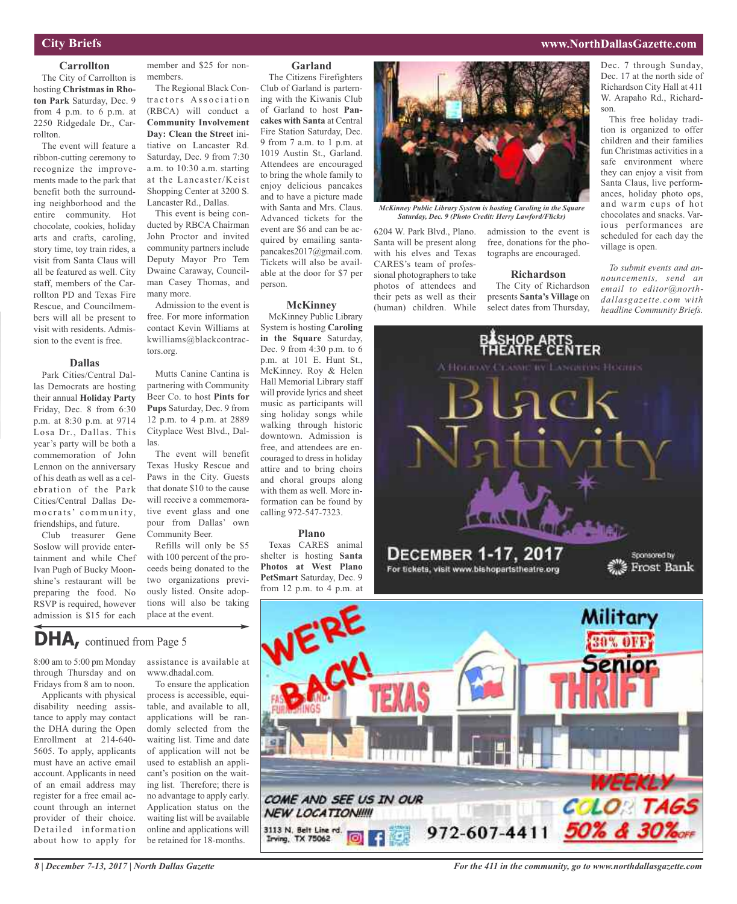## City Briefs

### Carrollton

The City of Carrollton is hosting **Christmas in Rhoton Park** Saturday, Dec. 9 from 4 p.m. to 6 p.m. at 2250 Ridgedale Dr., Carrollton.

The event will feature a ribbon-cutting ceremony to recognize the improvements made to the park that benefit both the surrounding neighborhood and the entire community. Hot chocolate, cookies, holiday arts and crafts, caroling, story time, toy train rides, a visit from Santa Claus will all be featured as well. City staff, members of the Carrollton PD and Texas Fire Rescue, and Councilmembers will all be present to visit with residents. Admission to the event is free.

### Dallas

Park Cities/Central Dallas Democrats are hosting their annual **Holiday Party** Friday, Dec. 8 from 6:30 p.m. at 8:30 p.m. at 9714 Losa Dr., Dallas. This year's party will be both a commemoration of John Lennon on the anniversary of his death as well as a celebration of the Park Cities/Central Dallas Democrats' community, friendships, and future.

Club treasurer Gene Soslow will provide entertainment and while Chef Ivan Pugh of Bucky Moonshine's restaurant will be preparing the food. No RSVP is required, however admission is $15 for each member and $25 for non-members.

The Regional Black Contractors Association (RBCA) will conduct a **Community Involvement Day: Clean the Street** initiative on Lancaster Rd. Saturday, Dec. 9 from 7:30 a.m. to 10:30 a.m. starting at the Lancaster/Keist Shopping Center at 3200 S. Lancaster Rd., Dallas.

This event is being conducted by RBCA Chairman John Proctor and invited community partners include Deputy Mayor Pro Tem Dwaine Caraway, Councilman Casey Thomas, and many more.

Admission to the event is free. For more information contact Kevin Williams at kwilliams@blackcontractors.org.

Mutts Canine Cantina is partnering with Community Beer Co. to host **Pints for Pups** Saturday, Dec. 9 from 12 p.m. to 4 p.m. at 2889 Cityplace West Blvd., Dallas.

The event will benefit Texas Husky Rescue and Paws in the City. Guests that donate $10 to the cause will receive a commemorative event glass and one pour from Dallas' own Community Beer.

Refills will only be $5 with 100 percent of the proceeds being donated to the two organizations previously listed. Onsite adoptions will also be taking place at the event.

### Garland

The Citizens Firefighters Club of Garland is partnering with the Kiwanis Club of Garland to host **Pancakes with Santa** at Central Fire Station Saturday, Dec. 9 from 7 a.m. to 1 p.m. at 1019 Austin St., Garland. Attendees are encouraged to bring the whole family to enjoy delicious pancakes and to have a picture made with Santa and Mrs. Claus. Advanced tickets for the event are $6 and can be acquired by emailing santapancakes2017@gmail.com. Tickets will also be available at the door for $7 per person.

### McKinney

McKinney Public Library System is hosting **Caroling in the Square** Saturday, Dec. 9 from 4:30 p.m. to 6 p.m. at 101 E. Hunt St., McKinney. Roy & Helen Hall Memorial Library staff will provide lyrics and sheet music as participants will sing holiday songs while walking through historic downtown. Admission is free, and attendees are encouraged to dress in holiday attire and to bring choirs and choral groups along with them as well. More information can be found by calling 972-547-7323.

*McKinney Public Library System is hosting Caroling in the Square Saturday, Dec. 9 (Photo Credit: Herry Lawford/Flickr)*

### Plano

Texas CARES animal shelter is hosting **Santa Photos at West Plano PetSmart** Saturday, Dec. 9 from 12 p.m. to 4 p.m. at 6204 W. Park Blvd., Plano. Santa will be present along with his elves and Texas CARES's team of professional photographers to take photos of attendees and their pets as well as their (human) children. While admission to the event is free, donations for the photographs are encouraged.

### Richardson

The City of Richardson presents **Santa's Village** on select dates from Thursday, Dec. 7 through Sunday, Dec. 17 at the north side of Richardson City Hall at 411 W. Arapaho Rd., Richardson.

This free holiday tradition is organized to offer children and their families fun Christmas activities in a safe environment where they can enjoy a visit from Santa Claus, live performances, holiday photo ops, and warm cups of hot chocolates and snacks. Various performances are scheduled for each day the village is open.

*To submit events and announcements, send an email to editor@northdallasgazette.com with headline Community Briefs.*

## DHA, continued from Page 5

8:00 am to 5:00 pm Monday through Thursday and on Fridays from 8 am to noon.

Applicants with physical disability needing assistance to apply may contact the DHA during the Open Enrollment at 214-640-5605. To apply, applicants must have an active email account. Applicants in need of an email address may register for a free email account through an internet provider of their choice. Detailed information about how to apply for assistance is available at www.dhadal.com.

To ensure the application process is accessible, equitable, and available to all, applications will be randomly selected from the waiting list. Time and date of application will not be used to establish an applicant's position on the waiting list. Therefore; there is no advantage to apply early. Application status on the waiting list will be available online and applications will be retained for 18-months.

---

BISHOP ARTS THEATRE CENTER

A Holiday Classic by Langston Hughes

**Black Nativity**

DECEMBER 1-17, 2017

For tickets, visit www.bishopartstheatre.org

Sponsored by Frost Bank

---

WE'RE BACK!

TEXAS THRIFT

Military 30% OFF Senior

WEEKLY COLOR TAGS 50% & 30% OFF

COME AND SEE US IN OUR NEW LOCATION!!!!!

3113 N. Belt Line rd. Irving, TX 75062

972-607-4411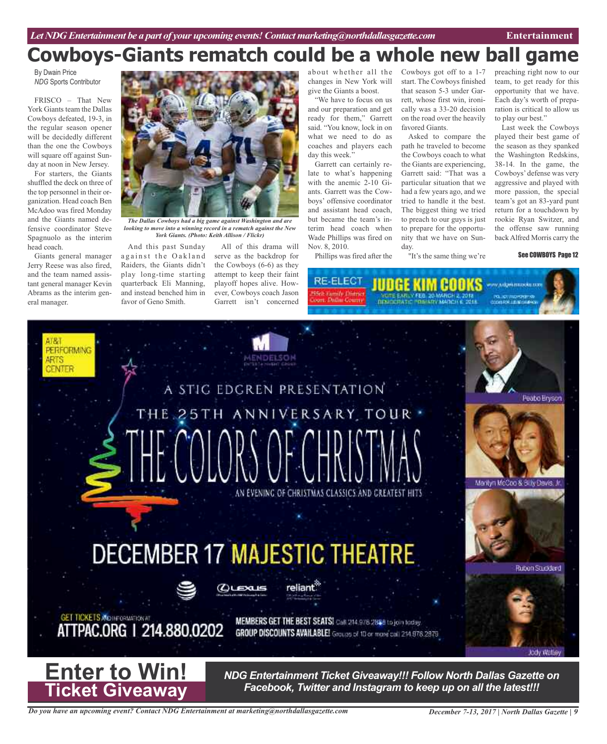# Cowboys-Giants rematch could be a whole new ball game

By Dwain Price
*NDG* Sports Contributor

FRISCO – That New York Giants team the Dallas Cowboys defeated, 19-3, in the regular season opener will be decidedly different than the one the Cowboys will square off against Sunday at noon in New Jersey.

For starters, the Giants shuffled the deck on three of the top personnel in their organization. Head coach Ben McAdoo was fired Monday and the Giants named defensive coordinator Steve Spagnuolo as the interim head coach.

Giants general manager Jerry Reese was also fired, and the team named assistant general manager Kevin Abrams as the interim general manager.

*The Dallas Cowboys had a big game against Washington and are looking to move into a winning record in a rematch against the New York Giants. (Photo: Keith Allison / Flickr)*

And this past Sunday against the Oakland Raiders, the Giants didn't play long-time starting quarterback Eli Manning, and instead benched him in favor of Geno Smith.

All of this drama will serve as the backdrop for the Cowboys (6-6) as they attempt to keep their faint playoff hopes alive. However, Cowboys coach Jason Garrett isn't concerned about whether all the changes in New York will give the Giants a boost.

"We have to focus on us and our preparation and get ready for them," Garrett said. "You know, lock in on what we need to do as coaches and players each day this week."

Garrett can certainly relate to what's happening with the anemic 2-10 Giants. Garrett was the Cowboys' offensive coordinator and assistant head coach, but became the team's interim head coach when Wade Phillips was fired on Nov. 8, 2010.

Phillips was fired after the Cowboys got off to a 1-7 start. The Cowboys finished that season 5-3 under Garrett, whose first win, ironically was a 33-20 decision on the road over the heavily favored Giants.

Asked to compare the path he traveled to become the Cowboys coach to what the Giants are experiencing, Garrett said: "That was a particular situation that we had a few years ago, and we tried to handle it the best. The biggest thing we tried to preach to our guys is just to prepare for the opportunity that we have on Sunday.

"It's the same thing we're preaching right now to our team, to get ready for this opportunity that we have. Each day's worth of preparation is critical to allow us to play our best."

Last week the Cowboys played their best game of the season as they spanked the Washington Redskins, 38-14. In the game, the Cowboys' defense was very aggressive and played with more passion, the special team's got an 83-yard punt return for a touchdown by rookie Ryan Switzer, and the offense saw running back Alfred Morris carry the

**See COWBOYS Page 12**

RE-ELECT JUDGE KIM COOKS
255th Family District Court, Dallas County
VOTE EARLY FEB. 20-MARCH 2, 2018
DEMOCRATIC PRIMARY MARCH 6, 2018

AT&T PERFORMING ARTS CENTER
MENDELSON ENTERTAINMENT GROUP

A STIG EDGREN PRESENTATION
THE 25TH ANNIVERSARY TOUR
THE COLORS OF CHRISTMAS
AN EVENING OF CHRISTMAS CLASSICS AND GREATEST HITS

DECEMBER 17 MAJESTIC THEATRE

Peabo Bryson
Marilyn McCoo & Billy Davis, Jr.
Ruben Studdard
Jody Watley

GET TICKETS AND INFORMATION AT
ATTPAC.ORG | 214.880.0202

MEMBERS GET THE BEST SEATS! Call 214.978.2888 to join today.
GROUP DISCOUNTS AVAILABLE! Groups of 10 or more call 214.978.2879

# Enter to Win!
## Ticket Giveaway

***NDG Entertainment Ticket Giveaway!!! Follow North Dallas Gazette on Facebook, Twitter and Instagram to keep up on all the latest!!!***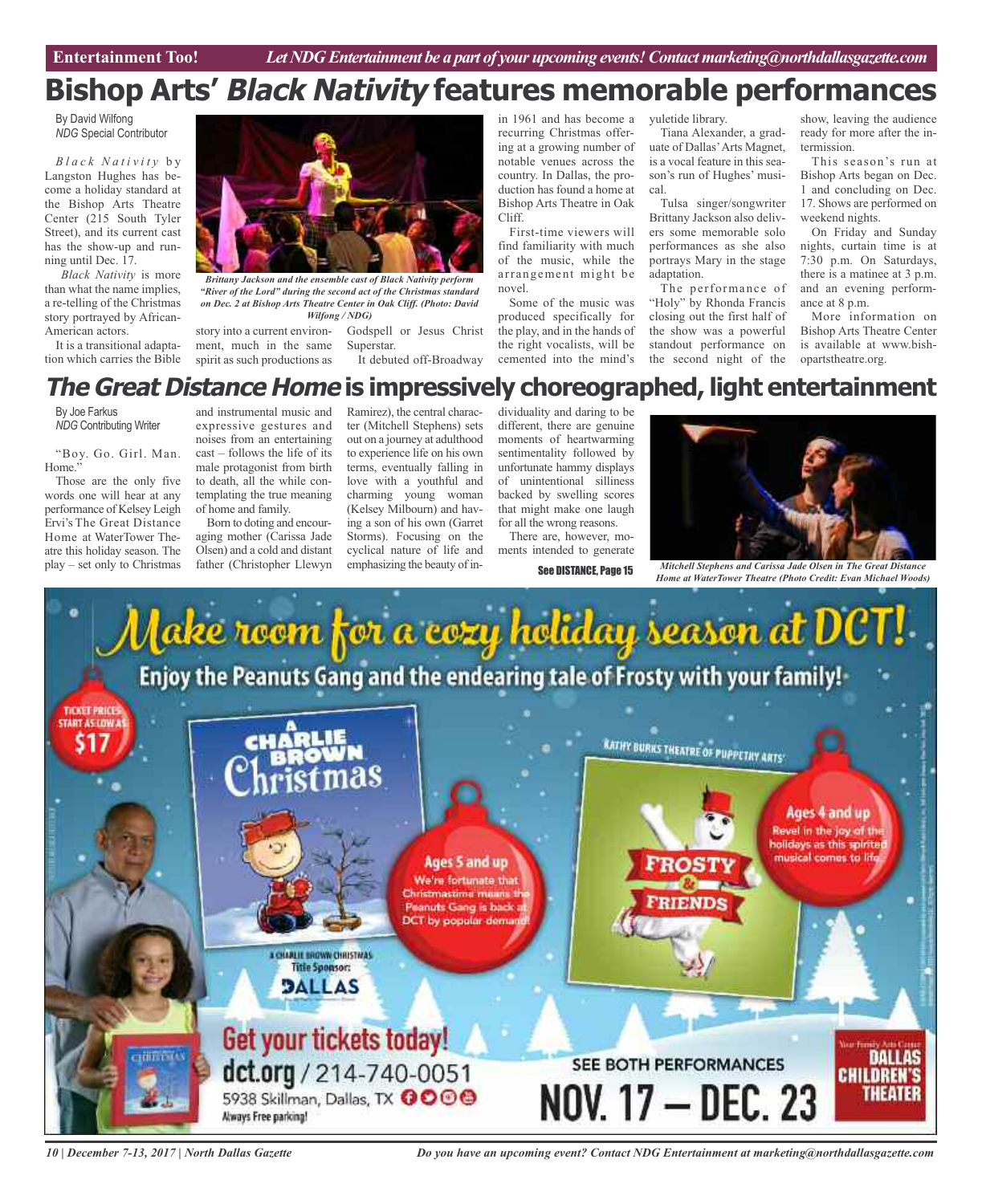# Bishop Arts' *Black Nativity* features memorable performances

By David Wilfong
*NDG* Special Contributor

*Black Nativity* by Langston Hughes has become a holiday standard at the Bishop Arts Theatre Center (215 South Tyler Street), and its current cast has the show-up and running until Dec. 17.

*Black Nativity* is more than what the name implies, a re-telling of the Christmas story portrayed by African-American actors.

It is a transitional adaptation which carries the Bible story into a current environment, much in the same spirit as such productions as Godspell or Jesus Christ Superstar.

*Brittany Jackson and the ensemble cast of Black Nativity perform "River of the Lord" during the second act of the Christmas standard on Dec. 2 at Bishop Arts Theatre Center in Oak Cliff. (Photo: David Wilfong / NDG)*

It debuted off-Broadway in 1961 and has become a recurring Christmas offering at a growing number of notable venues across the country. In Dallas, the production has found a home at Bishop Arts Theatre in Oak Cliff.

First-time viewers will find familiarity with much of the music, while the arrangement might be novel.

Some of the music was produced specifically for the play, and in the hands of the right vocalists, will be cemented into the mind's yuletide library.

Tiana Alexander, a graduate of Dallas' Arts Magnet, is a vocal feature in this season's run of Hughes' musical.

Tulsa singer/songwriter Brittany Jackson also delivers some memorable solo performances as she also portrays Mary in the stage adaptation.

The performance of "Holy" by Rhonda Francis closing out the first half of the show was a powerful standout performance on the second night of the show, leaving the audience ready for more after the intermission.

This season's run at Bishop Arts began on Dec. 1 and concluding on Dec. 17. Shows are performed on weekend nights.

On Friday and Sunday nights, curtain time is at 7:30 p.m. On Saturdays, there is a matinee at 3 p.m. and an evening performance at 8 p.m.

More information on Bishop Arts Theatre Center is available at www.bishopartstheatre.org.

# *The Great Distance Home* is impressively choreographed, light entertainment

By Joe Farkus
*NDG* Contributing Writer

"Boy. Go. Girl. Man. Home."

Those are the only five words one will hear at any performance of Kelsey Leigh Ervi's The Great Distance Home at WaterTower Theatre this holiday season. The play – set only to Christmas and instrumental music and expressive gestures and noises from an entertaining cast – follows the life of its male protagonist from birth to death, all the while contemplating the true meaning of home and family.

Born to doting and encouraging mother (Carissa Jade Olsen) and a cold and distant father (Christopher Llewyn Ramirez), the central character (Mitchell Stephens) sets out on a journey at adulthood to experience life on his own terms, eventually falling in love with a youthful and charming young woman (Kelsey Milbourn) and having a son of his own (Garret Storms). Focusing on the cyclical nature of life and emphasizing the beauty of individuality and daring to be different, there are genuine moments of heartwarming sentimentality followed by unfortunate hammy displays of unintentional silliness backed by swelling scores that might make one laugh for all the wrong reasons.

There are, however, moments intended to generate

See DISTANCE, Page 15

*Mitchell Stephens and Carissa Jade Olsen in The Great Distance Home at WaterTower Theatre (Photo Credit: Evan Michael Woods)*

Make room for a cozy holiday season at DCT!
Enjoy the Peanuts Gang and the endearing tale of Frosty with your family!

TICKET PRICES START AS LOW AS $17

A Charlie Brown Christmas — Ages 5 and up. We're fortunate that Christmastime means the Peanuts Gang is back at DCT by popular demand!
A Charlie Brown Christmas Title Sponsor: Dallas

Kathy Burks Theatre of Puppetry Arts — Frosty & Friends — Ages 4 and up. Revel in the joy of the holidays as this spirited musical comes to life.

Get your tickets today!
dct.org / 214-740-0051
5938 Skillman, Dallas, TX
Always Free parking!

SEE BOTH PERFORMANCES NOV. 17 – DEC. 23

Dallas Children's Theater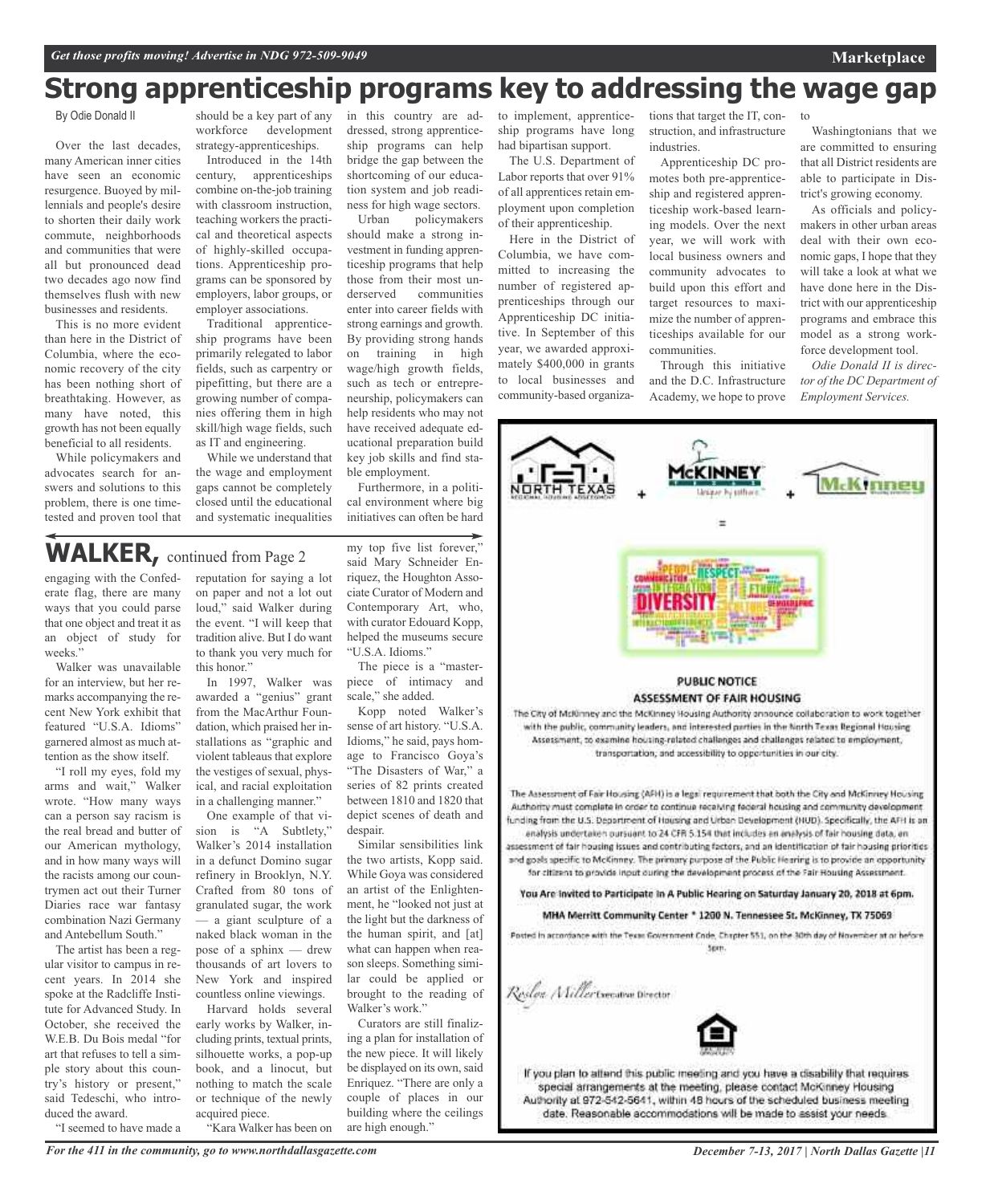# Strong apprenticeship programs key to addressing the wage gap

By Odie Donald II

Over the last decades, many American inner cities have seen an economic resurgence. Buoyed by millennials and people's desire to shorten their daily work commute, neighborhoods and communities that were all but pronounced dead two decades ago now find themselves flush with new businesses and residents.

This is no more evident than here in the District of Columbia, where the economic recovery of the city has been nothing short of breathtaking. However, as many have noted, this growth has not been equally beneficial to all residents.

While policymakers and advocates search for answers and solutions to this problem, there is one time-tested and proven tool that should be a key part of any workforce development strategy-apprenticeships.

Introduced in the 14th century, apprenticeships combine on-the-job training with classroom instruction, teaching workers the practical and theoretical aspects of highly-skilled occupations. Apprenticeship programs can be sponsored by employers, labor groups, or employer associations.

Traditional apprenticeship programs have been primarily relegated to labor fields, such as carpentry or pipefitting, but there are a growing number of companies offering them in high skill/high wage fields, such as IT and engineering.

While we understand that the wage and employment gaps cannot be completely closed until the educational and systematic inequalities in this country are addressed, strong apprenticeship programs can help bridge the gap between the shortcoming of our education system and job readiness for high wage sectors.

Urban policymakers should make a strong investment in funding apprenticeship programs that help those from their most underserved communities enter into career fields with strong earnings and growth. By providing strong hands on training in high wage/high growth fields, such as tech or entrepreneurship, policymakers can help residents who may not have received adequate educational preparation build key job skills and find stable employment.

Furthermore, in a political environment where big initiatives can often be hard to implement, apprenticeship programs have long had bipartisan support.

The U.S. Department of Labor reports that over 91% of all apprentices retain employment upon completion of their apprenticeship.

Here in the District of Columbia, we have committed to increasing the number of registered apprenticeships through our Apprenticeship DC initiative. In September of this year, we awarded approximately $400,000 in grants to local businesses and community-based organizations that target the IT, construction, and infrastructure industries.

Apprenticeship DC promotes both pre-apprenticeship and registered apprenticeship work-based learning models. Over the next year, we will work with local business owners and community advocates to build upon this effort and target resources to maximize the number of apprenticeships available for our communities.

Through this initiative and the D.C. Infrastructure Academy, we hope to prove to Washingtonians that we are committed to ensuring that all District residents are able to participate in District's growing economy.

As officials and policymakers in other urban areas deal with their own economic gaps, I hope that they will take a look at what we have done here in the District with our apprenticeship programs and embrace this model as a strong workforce development tool.

*Odie Donald II is director of the DC Department of Employment Services.*

## WALKER, continued from Page 2

engaging with the Confederate flag, there are many ways that you could parse that one object and treat it as an object of study for weeks."

Walker was unavailable for an interview, but her remarks accompanying the recent New York exhibit that featured "U.S.A. Idioms" garnered almost as much attention as the show itself.

"I roll my eyes, fold my arms and wait," Walker wrote. "How many ways can a person say racism is the real bread and butter of our American mythology, and in how many ways will the racists among our countrymen act out their Turner Diaries race war fantasy combination Nazi Germany and Antebellum South."

The artist has been a regular visitor to campus in recent years. In 2014 she spoke at the Radcliffe Institute for Advanced Study. In October, she received the W.E.B. Du Bois medal "for art that refuses to tell a simple story about this country's history or present," said Tedeschi, who introduced the award.

"I seemed to have made a reputation for saying a lot on paper and not a lot out loud," said Walker during the event. "I will keep that tradition alive. But I do want to thank you very much for this honor."

In 1997, Walker was awarded a "genius" grant from the MacArthur Foundation, which praised her installations as "graphic and violent tableaus that explore the vestiges of sexual, physical, and racial exploitation in a challenging manner."

One example of that vision is "A Subtlety," Walker's 2014 installation in a defunct Domino sugar refinery in Brooklyn, N.Y. Crafted from 80 tons of granulated sugar, the work — a giant sculpture of a naked black woman in the pose of a sphinx — drew thousands of art lovers to New York and inspired countless online viewings.

Harvard holds several early works by Walker, including prints, textual prints, silhouette works, a pop-up book, and a linocut, but nothing to match the scale or technique of the newly acquired piece.

"Kara Walker has been on my top five list forever," said Mary Schneider Enriquez, the Houghton Associate Curator of Modern and Contemporary Art, who, with curator Edouard Kopp, helped the museums secure "U.S.A. Idioms."

The piece is a "masterpiece of intimacy and scale," she added.

Kopp noted Walker's sense of art history. "U.S.A. Idioms," he said, pays homage to Francisco Goya's "The Disasters of War," a series of 82 prints created between 1810 and 1820 that depict scenes of death and despair.

Similar sensibilities link the two artists, Kopp said. While Goya was considered an artist of the Enlightenment, he "looked not just at the light but the darkness of the human spirit, and [at] what can happen when reason sleeps. Something similar could be applied or brought to the reading of Walker's work."

Curators are still finalizing a plan for installation of the new piece. It will likely be displayed on its own, said Enriquez. "There are only a couple of places in our building where the ceilings are high enough."

---

NORTH TEXAS + McKINNEY + McKinney =

**PUBLIC NOTICE**
**ASSESSMENT OF FAIR HOUSING**

The City of McKinney and the McKinney Housing Authority announce collaboration to work together with the public, community leaders, and interested parties in the North Texas Regional Housing Assessment, to examine housing-related challenges and challenges related to employment, transportation, and accessibility to opportunities in our city.

The Assessment of Fair Housing (AFH) is a legal requirement that both the City and McKinney Housing Authority must complete in order to continue receiving federal housing and community development funding from the U.S. Department of Housing and Urban Development (HUD). Specifically, the AFH is an analysis undertaken pursuant to 24 CFR 5.154 that includes an analysis of fair housing data, an assessment of fair housing issues and contributing factors, and an identification of fair housing priorities and goals specific to McKinney. The primary purpose of the Public Hearing is to provide an opportunity for citizens to provide input during the development process of the Fair Housing Assessment.

**You Are Invited to Participate in A Public Hearing on Saturday January 20, 2018 at 6pm.**

**MHA Merritt Community Center * 1200 N. Tennessee St. McKinney, TX 75069**

Posted in accordance with the Texas Government Code, Chapter 551, on the 30th day of November at or before 5pm.

Roslyn Miller Executive Director

If you plan to attend this public meeting and you have a disability that requires special arrangements at the meeting, please contact McKinney Housing Authority at 972-542-5641, within 48 hours of the scheduled business meeting date. Reasonable accommodations will be made to assist your needs.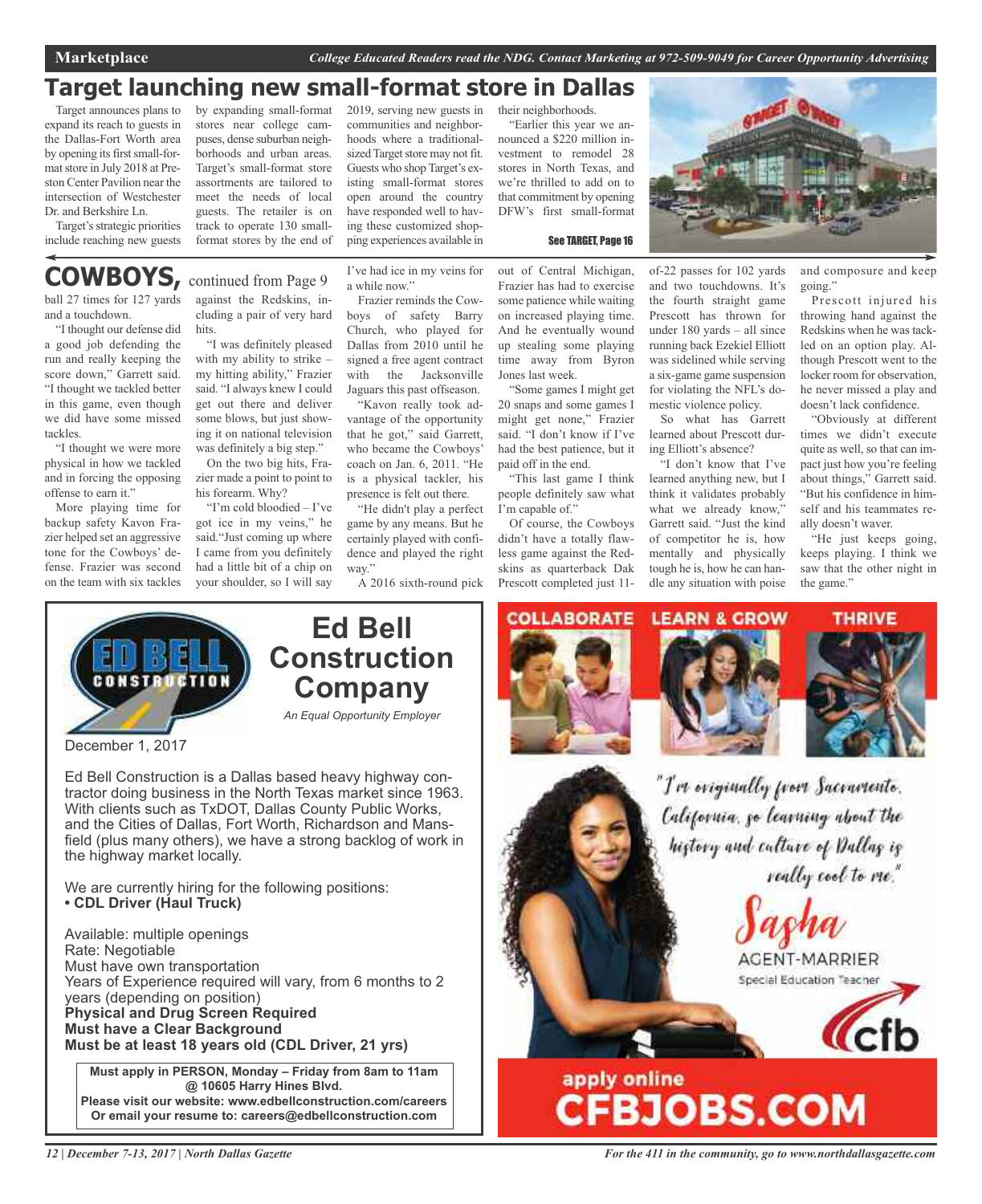# Target launching new small-format store in Dallas

Target announces plans to expand its reach to guests in the Dallas-Fort Worth area by opening its first small-format store in July 2018 at Preston Center Pavilion near the intersection of Westchester Dr. and Berkshire Ln.

Target's strategic priorities include reaching new guests by expanding small-format stores near college campuses, dense suburban neighborhoods and urban areas. Target's small-format store assortments are tailored to meet the needs of local guests. The retailer is on track to operate 130 small-format stores by the end of 2019, serving new guests in communities and neighborhoods where a traditional-sized Target store may not fit. Guests who shop Target's existing small-format stores open around the country have responded well to having these customized shopping experiences available in their neighborhoods.

"Earlier this year we announced a $220 million investment to remodel 28 stores in North Texas, and we're thrilled to add on to that commitment by opening DFW's first small-format

See TARGET, Page 16

# COWBOYS, continued from Page 9

ball 27 times for 127 yards and a touchdown.

"I thought our defense did a good job defending the run and really keeping the score down," Garrett said. "I thought we tackled better in this game, even though we did have some missed tackles.

"I thought we were more physical in how we tackled and in forcing the opposing offense to earn it."

More playing time for backup safety Kavon Frazier helped set an aggressive tone for the Cowboys' defense. Frazier was second on the team with six tackles against the Redskins, including a pair of very hard hits.

"I was definitely pleased with my ability to strike – my hitting ability," Frazier said. "I always knew I could get out there and deliver some blows, but just showing it on national television was definitely a big step."

On the two big hits, Frazier made a point to point to his forearm. Why?

"I'm cold bloodied – I've got ice in my veins," he said."Just coming up where I came from you definitely had a little bit of a chip on your shoulder, so I will say I've had ice in my veins for a while now."

Frazier reminds the Cowboys of safety Barry Church, who played for Dallas from 2010 until he signed a free agent contract with the Jacksonville Jaguars this past offseason.

"Kavon really took advantage of the opportunity that he got," said Garrett, who became the Cowboys' coach on Jan. 6, 2011. "He is a physical tackler, his presence is felt out there.

"He didn't play a perfect game by any means. But he certainly played with confidence and played the right way."

A 2016 sixth-round pick out of Central Michigan, Frazier has had to exercise some patience while waiting on increased playing time. And he eventually wound up stealing some playing time away from Byron Jones last week.

"Some games I might get 20 snaps and some games I might get none," Frazier said. "I don't know if I've had the best patience, but it paid off in the end.

"This last game I think people definitely saw what I'm capable of."

Of course, the Cowboys didn't have a totally flawless game against the Redskins as quarterback Dak Prescott completed just 11-of-22 passes for 102 yards and two touchdowns. It's the fourth straight game Prescott has thrown for under 180 yards – all since running back Ezekiel Elliott was sidelined while serving a six-game game suspension for violating the NFL's domestic violence policy.

So what has Garrett learned about Prescott during Elliott's absence?

"I don't know that I've learned anything new, but I think it validates probably what we already know," Garrett said. "Just the kind of competitor he is, how mentally and physically tough he is, how he can handle any situation with poise and composure and keep going."

Prescott injured his throwing hand against the Redskins when he was tackled on an option play. Although Prescott went to the locker room for observation, he never missed a play and doesn't lack confidence.

"Obviously at different times we didn't execute quite as well, so that can impact just how you're feeling about things," Garrett said. "But his confidence in himself and his teammates really doesn't waver.

"He just keeps going, keeps playing. I think we saw that the other night in the game."

---

## Ed Bell Construction Company

*An Equal Opportunity Employer*

December 1, 2017

Ed Bell Construction is a Dallas based heavy highway contractor doing business in the North Texas market since 1963. With clients such as TxDOT, Dallas County Public Works, and the Cities of Dallas, Fort Worth, Richardson and Mansfield (plus many others), we have a strong backlog of work in the highway market locally.

We are currently hiring for the following positions:
- **CDL Driver (Haul Truck)**

Available: multiple openings
Rate: Negotiable
Must have own transportation
Years of Experience required will vary, from 6 months to 2 years (depending on position)
**Physical and Drug Screen Required**
**Must have a Clear Background**
**Must be at least 18 years old (CDL Driver, 21 yrs)**

**Must apply in PERSON, Monday – Friday from 8am to 11am @ 10605 Harry Hines Blvd.**
**Please visit our website: www.edbellconstruction.com/careers**
**Or email your resume to: careers@edbellconstruction.com**

---

COLLABORATE LEARN & GROW THRIVE

"I'm originally from Sacramento, California, so learning about the history and culture of Dallas is really cool to me."

Sasha
AGENT-MARRIER
Special Education Teacher

cfb

apply online
**CFBJOBS.COM**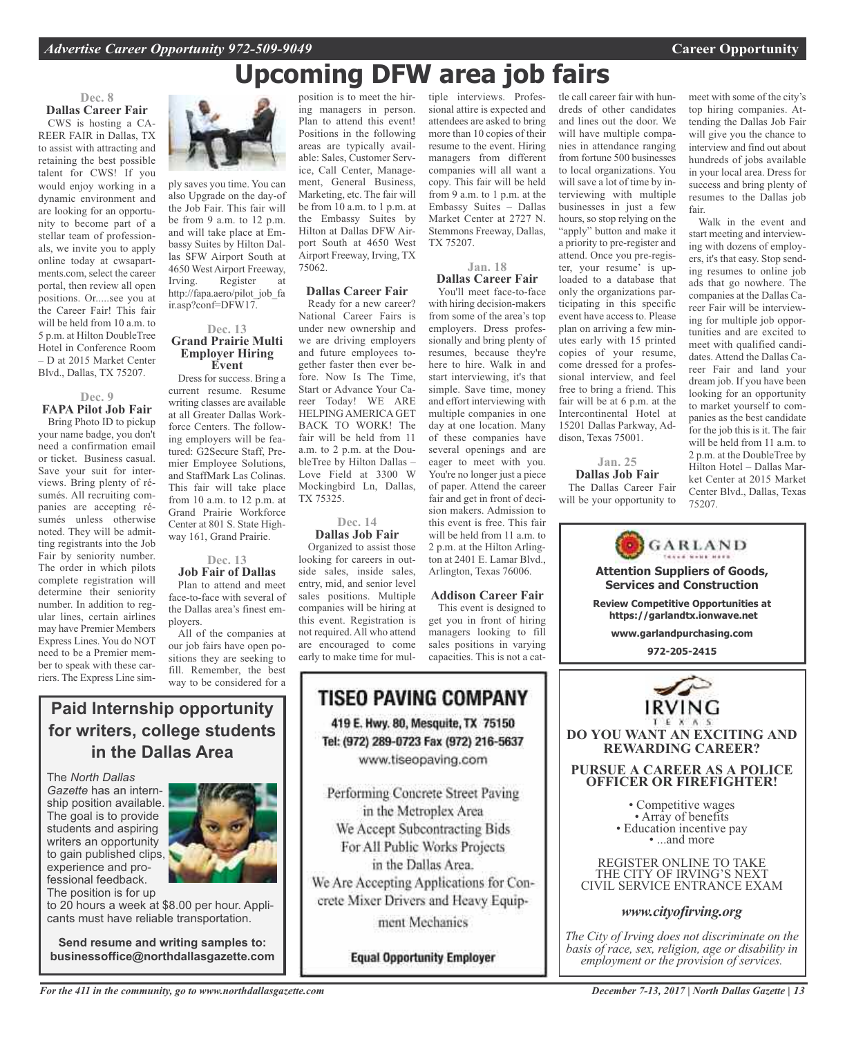# Upcoming DFW area job fairs

### Dec. 8
### Dallas Career Fair

CWS is hosting a CAREER FAIR in Dallas, TX to assist with attracting and retaining the best possible talent for CWS! If you would enjoy working in a dynamic environment and are looking for an opportunity to become part of a stellar team of professionals, we invite you to apply online today at cwsapartments.com, select the career portal, then review all open positions. Or.....see you at the Career Fair! This fair will be held from 10 a.m. to 5 p.m. at Hilton DoubleTree Hotel in Conference Room – D at 2015 Market Center Blvd., Dallas, TX 75207.

### Dec. 9
### FAPA Pilot Job Fair

Bring Photo ID to pickup your name badge, you don't need a confirmation email or ticket. Business casual. Save your suit for interviews. Bring plenty of résumés. All recruiting companies are accepting résumés unless otherwise noted. They will be admitting registrants into the Job Fair by seniority number. The order in which pilots complete registration will determine their seniority number. In addition to regular lines, certain airlines may have Premier Members Express Lines. You do NOT need to be a Premier member to speak with these carriers. The Express Line simply saves you time. You can also Upgrade on the day-of the Job Fair. This fair will be from 9 a.m. to 12 p.m. and will take place at Embassy Suites by Hilton Dallas SFW Airport South at 4650 West Airport Freeway, Irving. Register at http://fapa.aero/pilot_job_fair.asp?conf=DFW17.

### Dec. 13
### Grand Prairie Multi Employer Hiring Event

Dress for success. Bring a current resume. Resume writing classes are available at all Greater Dallas Workforce Centers. The following employers will be featured: G2Secure Staff, Premier Employee Solutions, and StaffMark Las Colinas. This fair will take place from 10 a.m. to 12 p.m. at Grand Prairie Workforce Center at 801 S. State Highway 161, Grand Prairie.

### Dec. 13
### Job Fair of Dallas

Plan to attend and meet face-to-face with several of the Dallas area's finest employers.

All of the companies at our job fairs have open positions they are seeking to fill. Remember, the best way to be considered for a position is to meet the hiring managers in person. Plan to attend this event! Positions in the following areas are typically available: Sales, Customer Service, Call Center, Management, General Business, Marketing, etc. The fair will be from 10 a.m. to 1 p.m. at the Embassy Suites by Hilton at Dallas DFW Airport South at 4650 West Airport Freeway, Irving, TX 75062.

### Dallas Career Fair

Ready for a new career? National Career Fairs is under new ownership and we are driving employers and future employees together faster then ever before. Now Is The Time, Start or Advance Your Career Today! WE ARE HELPING AMERICA GET BACK TO WORK! The fair will be held from 11 a.m. to 2 p.m. at the DoubleTree by Hilton Dallas – Love Field at 3300 W Mockingbird Ln, Dallas, TX 75325.

### Dec. 14
### Dallas Job Fair

Organized to assist those looking for careers in outside sales, inside sales, entry, mid, and senior level sales positions. Multiple companies will be hiring at this event. Registration is not required. All who attend are encouraged to come early to make time for multiple interviews. Professional attire is expected and attendees are asked to bring more than 10 copies of their resume to the event. Hiring managers from different companies will all want a copy. This fair will be held from 9 a.m. to 1 p.m. at the Embassy Suites – Dallas Market Center at 2727 N. Stemmons Freeway, Dallas, TX 75207.

### Jan. 18
### Dallas Career Fair

You'll meet face-to-face with hiring decision-makers from some of the area's top employers. Dress professionally and bring plenty of resumes, because they're here to hire. Walk in and start interviewing, it's that simple. Save time, money and effort interviewing with multiple companies in one day at one location. Many of these companies have several openings and are eager to meet with you. You're no longer just a piece of paper. Attend the career fair and get in front of decision makers. Admission to this event is free. This fair will be held from 11 a.m. to 2 p.m. at the Hilton Arlington at 2401 E. Lamar Blvd., Arlington, Texas 76006.

### Addison Career Fair

This event is designed to get you in front of hiring managers looking to fill sales positions in varying capacities. This is not a cattle call career fair with hundreds of other candidates and lines out the door. We will have multiple companies in attendance ranging from fortune 500 businesses to local organizations. You will save a lot of time by interviewing with multiple businesses in just a few hours, so stop relying on the "apply" button and make it a priority to pre-register and attend. Once you pre-register, your resume' is uploaded to a database that only the organizations participating in this specific event have access to. Please plan on arriving a few minutes early with 15 printed copies of your resume, come dressed for a professional interview, and feel free to bring a friend. This fair will be at 6 p.m. at the Intercontinental Hotel at 15201 Dallas Parkway, Addison, Texas 75001.

### Jan. 25
### Dallas Job Fair

The Dallas Career Fair will be your opportunity to meet with some of the city's top hiring companies. Attending the Dallas Job Fair will give you the chance to interview and find out about hundreds of jobs available in your local area. Dress for success and bring plenty of resumes to the Dallas job fair.

Walk in the event and start meeting and interviewing with dozens of employers, it's that easy. Stop sending resumes to online job ads that go nowhere. The companies at the Dallas Career Fair will be interviewing for multiple job opportunities and are excited to meet with qualified candidates. Attend the Dallas Career Fair and land your dream job. If you have been looking for an opportunity to market yourself to companies as the best candidate for the job this is it. The fair will be held from 11 a.m. to 2 p.m. at the DoubleTree by Hilton Hotel – Dallas Market Center at 2015 Market Center Blvd., Dallas, Texas 75207.

---

## Paid Internship opportunity for writers, college students in the Dallas Area

The *North Dallas Gazette* has an internship position available. The goal is to provide students and aspiring writers an opportunity to gain published clips, experience and professional feedback. The position is for up to 20 hours a week at $8.00 per hour. Applicants must have reliable transportation.

**Send resume and writing samples to: businessoffice@northdallasgazette.com**

---

## TISEO PAVING COMPANY

419 E. Hwy. 80, Mesquite, TX 75150
Tel: (972) 289-0723 Fax (972) 216-5637
www.tiseopaving.com

Performing Concrete Street Paving in the Metroplex Area
We Accept Subcontracting Bids For All Public Works Projects in the Dallas Area.
We Are Accepting Applications for Concrete Mixer Drivers and Heavy Equipment Mechanics

**Equal Opportunity Employer**

---

**GARLAND**

**Attention Suppliers of Goods, Services and Construction**

**Review Competitive Opportunities at https://garlandtx.ionwave.net**

**www.garlandpurchasing.com**

**972-205-2415**

---

**IRVING TEXAS**

**DO YOU WANT AN EXCITING AND REWARDING CAREER?**

**PURSUE A CAREER AS A POLICE OFFICER OR FIREFIGHTER!**

- Competitive wages
- Array of benefits
- Education incentive pay
- ...and more

REGISTER ONLINE TO TAKE THE CITY OF IRVING'S NEXT CIVIL SERVICE ENTRANCE EXAM

***www.cityofirving.org***

*The City of Irving does not discriminate on the basis of race, sex, religion, age or disability in employment or the provision of services.*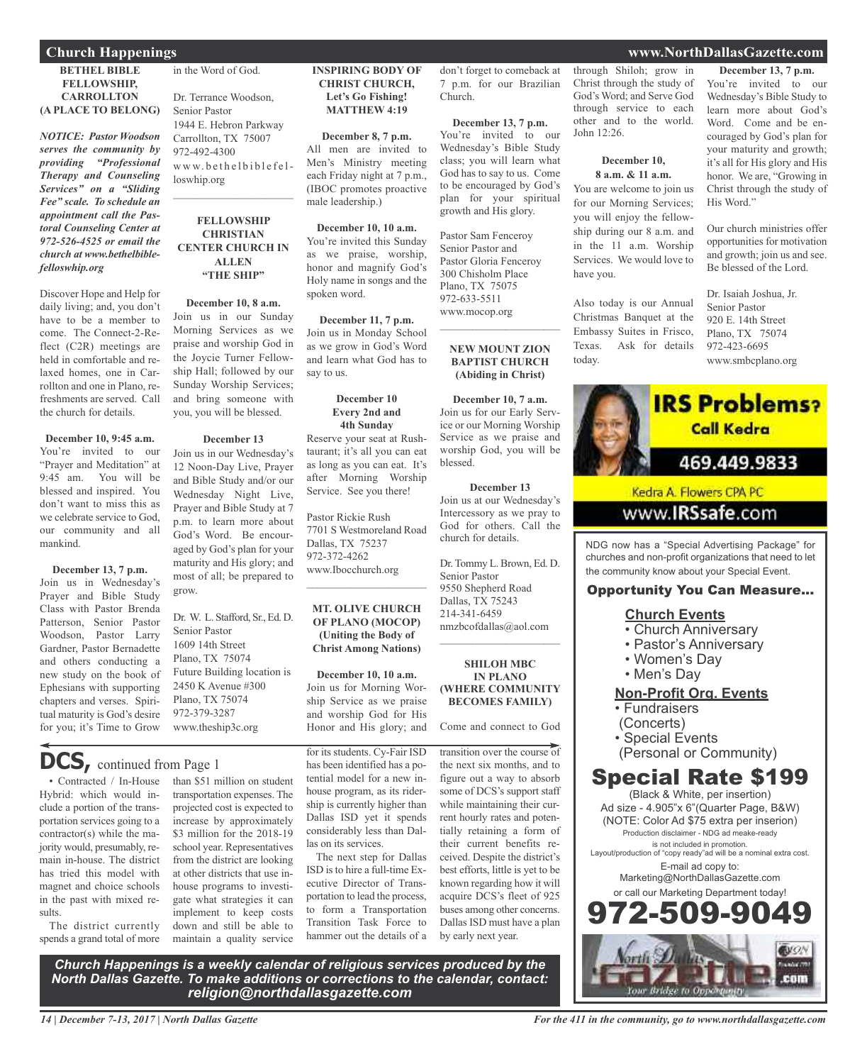## Church Happenings

### BETHEL BIBLE FELLOWSHIP, CARROLLTON (A PLACE TO BELONG)

***NOTICE: Pastor Woodson serves the community by providing "Professional Therapy and Counseling Services" on a "Sliding Fee" scale. To schedule an appointment call the Pastoral Counseling Center at 972-526-4525 or email the church at www.bethelbiblefelloswhip.org***

Discover Hope and Help for daily living; and, you don't have to be a member to come. The Connect-2-Reflect (C2R) meetings are held in comfortable and relaxed homes, one in Carrollton and one in Plano, refreshments are served. Call the church for details.

**December 10, 9:45 a.m.**
You're invited to our "Prayer and Meditation" at 9:45 am. You will be blessed and inspired. You don't want to miss this as we celebrate service to God, our community and all mankind.

**December 13, 7 p.m.**
Join us in Wednesday's Prayer and Bible Study Class with Pastor Brenda Patterson, Senior Pastor Woodson, Pastor Larry Gardner, Pastor Bernadette and others conducting a new study on the book of Ephesians with supporting chapters and verses. Spiritual maturity is God's desire for you; it's Time to Grow in the Word of God.

Dr. Terrance Woodson,
Senior Pastor
1944 E. Hebron Parkway
Carrollton, TX 75007
972-492-4300
www.bethelbiblefelloswhip.org

---

### FELLOWSHIP CHRISTIAN CENTER CHURCH IN ALLEN "THE SHIP"

**December 10, 8 a.m.**
Join us in our Sunday Morning Services as we praise and worship God in the Joycie Turner Fellowship Hall; followed by our Sunday Worship Services; and bring someone with you, you will be blessed.

**December 13**
Join us in our Wednesday's 12 Noon-Day Live, Prayer and Bible Study and/or our Wednesday Night Live, Prayer and Bible Study at 7 p.m. to learn more about God's Word. Be encouraged by God's plan for your maturity and His glory; and most of all; be prepared to grow.

Dr. W. L. Stafford, Sr., Ed. D.
Senior Pastor
1609 14th Street
Plano, TX 75074
Future Building location is
2450 K Avenue #300
Plano, TX 75074
972-379-3287
www.theship3c.org

---

### INSPIRING BODY OF CHRIST CHURCH, Let's Go Fishing! MATTHEW 4:19

**December 8, 7 p.m.**
All men are invited to Men's Ministry meeting each Friday night at 7 p.m., (IBOC promotes proactive male leadership.)

**December 10, 10 a.m.**
You're invited this Sunday as we praise, worship, honor and magnify God's Holy name in songs and the spoken word.

**December 11, 7 p.m.**
Join us in Monday School as we grow in God's Word and learn what God has to say to us.

**December 10 Every 2nd and 4th Sunday**
Reserve your seat at Rushtaurant; it's all you can eat as long as you can eat. It's after Morning Worship Service. See you there!

Pastor Rickie Rush
7701 S Westmoreland Road
Dallas, TX 75237
972-372-4262
www.Ibocchurch.org

---

### MT. OLIVE CHURCH OF PLANO (MOCOP) (Uniting the Body of Christ Among Nations)

**December 10, 10 a.m.**
Join us for Morning Worship Service as we praise and worship God for His Honor and His glory; and don't forget to comeback at 7 p.m. for our Brazilian Church.

**December 13, 7 p.m.**
You're invited to our Wednesday's Bible Study class; you will learn what God has to say to you. Come to be encouraged by God's plan for your spiritual growth and His glory.

Pastor Sam Fenceroy
Senior Pastor and
Pastor Gloria Fenceroy
300 Chisholm Place
Plano, TX 75075
972-633-5511
www.mocop.org

---

### NEW MOUNT ZION BAPTIST CHURCH (Abiding in Christ)

**December 10, 7 a.m.**
Join us for our Early Service or our Morning Worship Service as we praise and worship God, you will be blessed.

**December 13**
Join us at our Wednesday's Intercessory as we pray to God for others. Call the church for details.

Dr. Tommy L. Brown, Ed. D.
Senior Pastor
9550 Shepherd Road
Dallas, TX 75243
214-341-6459
nmzbcofdallas@aol.com

---

### SHILOH MBC IN PLANO (WHERE COMMUNITY BECOMES FAMILY)

Come and connect to God through Shiloh; grow in Christ through the study of God's Word; and Serve God through service to each other and to the world. John 12:26.

**December 10, 8 a.m. & 11 a.m.**
You are welcome to join us for our Morning Services; you will enjoy the fellowship during our 8 a.m. and in the 11 a.m. Worship Services. We would love to have you.

Also today is our Annual Christmas Banquet at the Embassy Suites in Frisco, Texas. Ask for details today.

**December 13, 7 p.m.**
You're invited to our Wednesday's Bible Study to learn more about God's Word. Come and be encouraged by God's plan for your maturity and growth; it's all for His glory and His honor. We are, "Growing in Christ through the study of His Word."

Our church ministries offer opportunities for motivation and growth; join us and see. Be blessed of the Lord.

Dr. Isaiah Joshua, Jr.
Senior Pastor
920 E. 14th Street
Plano, TX 75074
972-423-6695
www.smbcplano.org

---

**IRS Problems? Call Kedra**
469.449.9833
Kedra A. Flowers CPA PC
www.IRSsafe.com

---

NDG now has a "Special Advertising Package" for churches and non-profit organizations that need to let the community know about your Special Event.

**Opportunity You Can Measure...**

**Church Events**
- Church Anniversary
- Pastor's Anniversary
- Women's Day
- Men's Day

**Non-Profit Org. Events**
- Fundraisers (Concerts)
- Special Events (Personal or Community)

**Special Rate $199**
(Black & White, per insertion)
Ad size - 4.905"x 6"(Quarter Page, B&W)
(NOTE: Color Ad $75 extra per inserion)
Production disclaimer - NDG ad meake-ready is not included in promotion.
Layout/production of "copy ready"ad will be a nominal extra cost.
E-mail ad copy to:
Marketing@NorthDallasGazette.com
or call our Marketing Department today!
**972-509-9049**

---

## DCS, continued from Page 1

• Contracted / In-House Hybrid: which would include a portion of the transportation services going to a contractor(s) while the majority would, presumably, remain in-house. The district has tried this model with magnet and choice schools in the past with mixed results.

The district currently spends a grand total of more than $51 million on student transportation expenses. The projected cost is expected to increase by approximately $3 million for the 2018-19 school year. Representatives from the district are looking at other districts that use in-house programs to investigate what strategies it can implement to keep costs down and still be able to maintain a quality service for its students. Cy-Fair ISD has been identified has a potential model for a new in-house program, as its ridership is currently higher than Dallas ISD yet it spends considerably less than Dallas on its services.

The next step for Dallas ISD is to hire a full-time Executive Director of Transportation to lead the process, to form a Transportation Transition Task Force to hammer out the details of a transition over the course of the next six months, and to figure out a way to absorb some of DCS's support staff while maintaining their current hourly rates and potentially retaining a form of their current benefits received. Despite the district's best efforts, little is yet to be known regarding how it will acquire DCS's fleet of 925 buses among other concerns. Dallas ISD must have a plan by early next year.

***Church Happenings is a weekly calendar of religious services produced by the North Dallas Gazette. To make additions or corrections to the calendar, contact: religion@northdallasgazette.com***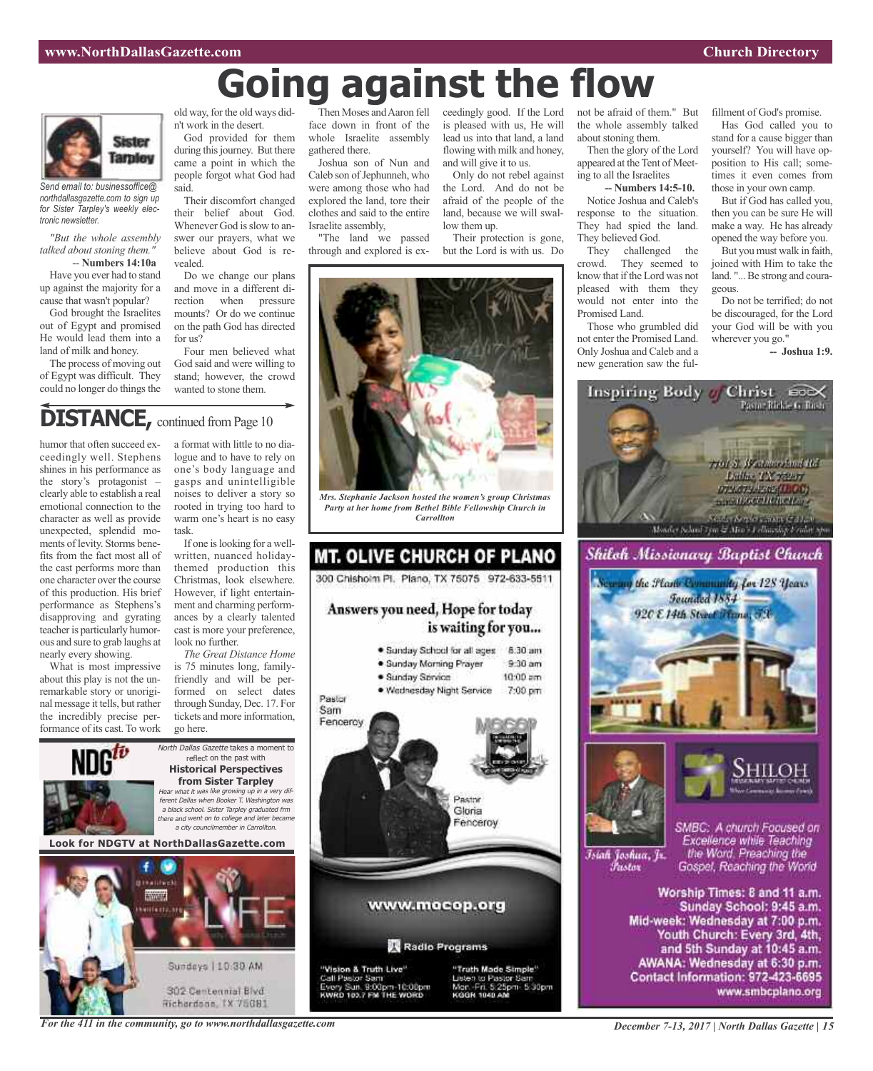# Going against the flow

Sister Tarpley

*Send email to: businessoffice@northdallasgazette.com to sign up for Sister Tarpley's weekly electronic newsletter.*

*"But the whole assembly talked about stoning them."*

**-- Numbers 14:10a**

Have you ever had to stand up against the majority for a cause that wasn't popular?

God brought the Israelites out of Egypt and promised He would lead them into a land of milk and honey.

The process of moving out of Egypt was difficult. They could no longer do things the old way, for the old ways didn't work in the desert.

God provided for them during this journey. But there came a point in which the people forgot what God had said.

Their discomfort changed their belief about God. Whenever God is slow to answer our prayers, what we believe about God is revealed.

Do we change our plans and move in a different direction when pressure mounts? Or do we continue on the path God has directed for us?

Four men believed what God said and were willing to stand; however, the crowd wanted to stone them.

Then Moses and Aaron fell face down in front of the whole Israelite assembly gathered there.

Joshua son of Nun and Caleb son of Jephunneh, who were among those who had explored the land, tore their clothes and said to the entire Israelite assembly,

"The land we passed through and explored is exceedingly good. If the Lord is pleased with us, He will lead us into that land, a land flowing with milk and honey, and will give it to us.

Only do not rebel against the Lord. And do not be afraid of the people of the land, because we will swallow them up.

Their protection is gone, but the Lord is with us. Do not be afraid of them." But the whole assembly talked about stoning them.

Then the glory of the Lord appeared at the Tent of Meeting to all the Israelites

**-- Numbers 14:5-10.**

Notice Joshua and Caleb's response to the situation. They had spied the land. They believed God.

They challenged the crowd. They seemed to know that if the Lord was not pleased with them they would not enter into the Promised Land.

Those who grumbled did not enter the Promised Land. Only Joshua and Caleb and a new generation saw the fulfillment of God's promise.

Has God called you to stand for a cause bigger than yourself? You will have opposition to His call; sometimes it even comes from those in your own camp.

But if God has called you, then you can be sure He will make a way. He has already opened the way before you.

But you must walk in faith, joined with Him to take the land. "... Be strong and courageous.

Do not be terrified; do not be discouraged, for the Lord your God will be with you wherever you go."

**-- Joshua 1:9.**

*Mrs. Stephanie Jackson hosted the women's group Christmas Party at her home from Bethel Bible Fellowship Church in Carrollton*

## DISTANCE, continued from Page 10

humor that often succeed exceedingly well. Stephens shines in his performance as the story's protagonist – clearly able to establish a real emotional connection to the character as well as provide unexpected, splendid moments of levity. Storms benefits from the fact most all of the cast performs more than one character over the course of this production. His brief performance as Stephens's disapproving and gyrating teacher is particularly humorous and sure to grab laughs at nearly every showing.

What is most impressive about this play is not the unremarkable story or unoriginal message it tells, but rather the incredibly precise performance of its cast. To work a format with little to no dialogue and to have to rely on one's body language and gasps and unintelligible noises to deliver a story so rooted in trying too hard to warm one's heart is no easy task.

If one is looking for a well-written, nuanced holiday-themed production this Christmas, look elsewhere. However, if light entertainment and charming performances by a clearly talented cast is more your preference, look no further.

*The Great Distance Home* is 75 minutes long, family-friendly and will be performed on select dates through Sunday, Dec. 17. For tickets and more information, go here.

NDGtv

*North Dallas Gazette* takes a moment to reflect on the past with **Historical Perspectives from Sister Tarpley**

*Hear what it was like growing up in a very different Dallas when Booker T. Washington was a black school. Sister Tarpley graduated frm there and went on to college and later became a city councilmember in Carrollton.*

**Look for NDGTV at NorthDallasGazette.com**

LIFE

Sundays | 10:30 AM

302 Centennial Blvd
Richardson, TX 75081

## MT. OLIVE CHURCH OF PLANO

300 Chisholm Pl. Plano, TX 75075 972-633-5511

**Answers you need, Hope for today is waiting for you...**

- Sunday School for all ages 8:30 am
- Sunday Morning Prayer 9:30 am
- Sunday Service 10:00 am
- Wednesday Night Service 7:00 pm

Pastor Sam Fenceroy

Pastor Gloria Fenceroy

www.mocop.org

Radio Programs

"Vision & Truth Live"
Call Pastor Sam
Every Sun. 9:00pm-10:00pm
KWRD 100.7 FM THE WORD

"Truth Made Simple"
Listen to Pastor Sam
Mon.-Fri. 5:25pm- 5:30pm
KGGR 1040 AM

## Inspiring Body of Christ

Pastor Rickie G. Rush

## Shiloh Missionary Baptist Church

Serving the Plano Community for 128 Years
Founded 1884
920 E 14th Street Plano, TX

SHILOH

Isiah Joshua, Jr.
Pastor

SMBC: A church Focused on Excellence while Teaching the Word, Preaching the Gospel, Reaching the World

Worship Times: 8 and 11 a.m.
Sunday School: 9:45 a.m.
Mid-week: Wednesday at 7:00 p.m.
Youth Church: Every 3rd, 4th, and 5th Sunday at 10:45 a.m.
AWANA: Wednesday at 6:30 p.m.
Contact Information: 972-423-6695
www.smbcplano.org

*For the 411 in the community, go to www.northdallasgazette.com*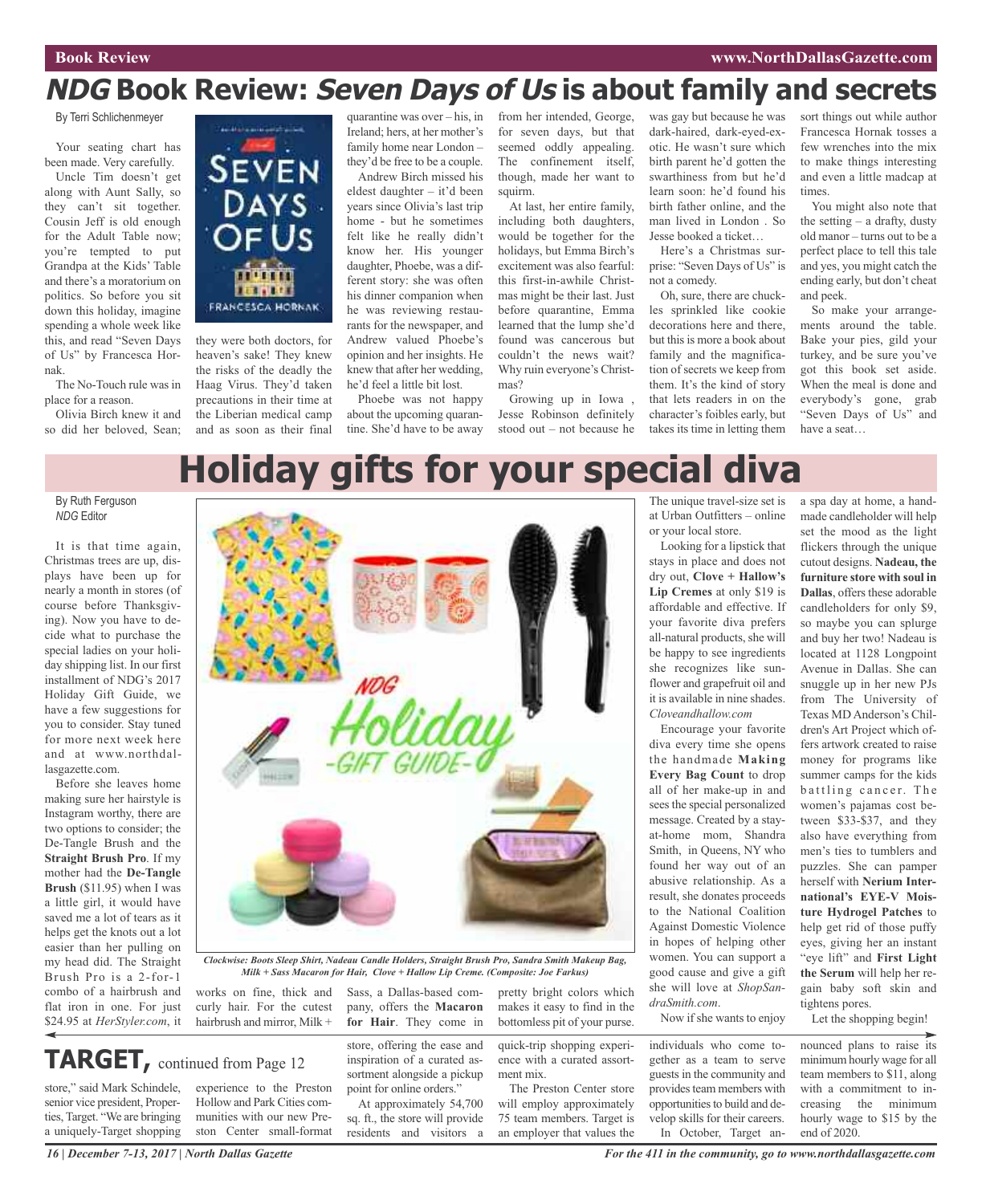# NDG Book Review: *Seven Days of Us* is about family and secrets

By Terri Schlichenmeyer

Your seating chart has been made. Very carefully.

Uncle Tim doesn't get along with Aunt Sally, so they can't sit together. Cousin Jeff is old enough for the Adult Table now; you're tempted to put Grandpa at the Kids' Table and there's a moratorium on politics. So before you sit down this holiday, imagine spending a whole week like this, and read "Seven Days of Us" by Francesca Hornak.

The No-Touch rule was in place for a reason.

Olivia Birch knew it and so did her beloved, Sean; they were both doctors, for heaven's sake! They knew the risks of the deadly the Haag Virus. They'd taken precautions in their time at the Liberian medical camp and as soon as their final quarantine was over – his, in Ireland; hers, at her mother's family home near London – they'd be free to be a couple.

Andrew Birch missed his eldest daughter – it'd been years since Olivia's last trip home - but he sometimes felt like he really didn't know her. His younger daughter, Phoebe, was a different story: she was often his dinner companion when he was reviewing restaurants for the newspaper, and Andrew valued Phoebe's opinion and her insights. He knew that after her wedding, he'd feel a little bit lost.

Phoebe was not happy about the upcoming quarantine. She'd have to be away from her intended, George, for seven days, but that seemed oddly appealing. The confinement itself, though, made her want to squirm.

At last, her entire family, including both daughters, would be together for the holidays, but Emma Birch's excitement was also fearful: this first-in-awhile Christmas might be their last. Just before quarantine, Emma learned that the lump she'd found was cancerous but couldn't the news wait? Why ruin everyone's Christmas?

Growing up in Iowa , Jesse Robinson definitely stood out – not because he was gay but because he was dark-haired, dark-eyed-exotic. He wasn't sure which birth parent he'd gotten the swarthiness from but he'd learn soon: he'd found his birth father online, and the man lived in London . So Jesse booked a ticket…

Here's a Christmas surprise: "Seven Days of Us" is not a comedy.

Oh, sure, there are chuckles sprinkled like cookie decorations here and there, but this is more a book about family and the magnification of secrets we keep from them. It's the kind of story that lets readers in on the character's foibles early, but takes its time in letting them sort things out while author Francesca Hornak tosses a few wrenches into the mix to make things interesting and even a little madcap at times.

You might also note that the setting – a drafty, dusty old manor – turns out to be a perfect place to tell this tale and yes, you might catch the ending early, but don't cheat and peek.

So make your arrangements around the table. Bake your pies, gild your turkey, and be sure you've got this book set aside. When the meal is done and everybody's gone, grab "Seven Days of Us" and have a seat…

# Holiday gifts for your special diva

By Ruth Ferguson
*NDG* Editor

It is that time again, Christmas trees are up, displays have been up for nearly a month in stores (of course before Thanksgiving). Now you have to decide what to purchase the special ladies on your holiday shipping list. In our first installment of NDG's 2017 Holiday Gift Guide, we have a few suggestions for you to consider. Stay tuned for more next week here and at www.northdallasgazette.com.

Before she leaves home making sure her hairstyle is Instagram worthy, there are two options to consider; the De-Tangle Brush and the **Straight Brush Pro**. If my mother had the **De-Tangle Brush** ($11.95) when I was a little girl, it would have saved me a lot of tears as it helps get the knots out a lot easier than her pulling on my head did. The Straight Brush Pro is a 2-for-1 combo of a hairbrush and flat iron in one. For just $24.95 at *HerStyler.com*, it works on fine, thick and curly hair. For the cutest hairbrush and mirror, Milk + Sass, a Dallas-based company, offers the **Macaron for Hair**. They come in pretty bright colors which makes it easy to find in the bottomless pit of your purse. The unique travel-size set is at Urban Outfitters – online or your local store.

*Clockwise: Boots Sleep Shirt, Nadeau Candle Holders, Straight Brush Pro, Sandra Smith Makeup Bag, Milk + Sass Macaron for Hair, Clove + Hallow Lip Creme. (Composite: Joe Farkus)*

Looking for a lipstick that stays in place and does not dry out, **Clove + Hallow's Lip Cremes** at only $19 is affordable and effective. If your favorite diva prefers all-natural products, she will be happy to see ingredients she recognizes like sunflower and grapefruit oil and it is available in nine shades. *Cloveandhallow.com*

Encourage your favorite diva every time she opens the handmade **Making Every Bag Count** to drop all of her make-up in and sees the special personalized message. Created by a stay-at-home mom, Shandra Smith, in Queens, NY who found her way out of an abusive relationship. As a result, she donates proceeds to the National Coalition Against Domestic Violence in hopes of helping other women. You can support a good cause and give a gift she will love at *ShopSandraSmith.com*.

Now if she wants to enjoy a spa day at home, a handmade candleholder will help set the mood as the light flickers through the unique cutout designs. **Nadeau, the furniture store with soul in Dallas**, offers these adorable candleholders for only $9, so maybe you can splurge and buy her two! Nadeau is located at 1128 Longpoint Avenue in Dallas. She can snuggle up in her new PJs from The University of Texas MD Anderson's Children's Art Project which offers artwork created to raise money for programs like summer camps for the kids battling cancer. The women's pajamas cost between $33-$37, and they also have everything from men's ties to tumblers and puzzles. She can pamper herself with **Nerium International's EYE-V Moisture Hydrogel Patches** to help get rid of those puffy eyes, giving her an instant "eye lift" and **First Light the Serum** will help her regain baby soft skin and tightens pores.

Let the shopping begin!

## TARGET, continued from Page 12

store," said Mark Schindele, senior vice president, Properties, Target. "We are bringing a uniquely-Target shopping experience to the Preston Hollow and Park Cities communities with our new Preston Center small-format store, offering the ease and inspiration of a curated assortment alongside a pickup point for online orders."

At approximately 54,700 sq. ft., the store will provide residents and visitors a quick-trip shopping experience with a curated assortment mix.

The Preston Center store will employ approximately 75 team members. Target is an employer that values the individuals who come together as a team to serve guests in the community and provides team members with opportunities to build and develop skills for their careers.

In October, Target announced plans to raise its minimum hourly wage for all team members to $11, along with a commitment to increasing the minimum hourly wage to $15 by the end of 2020.